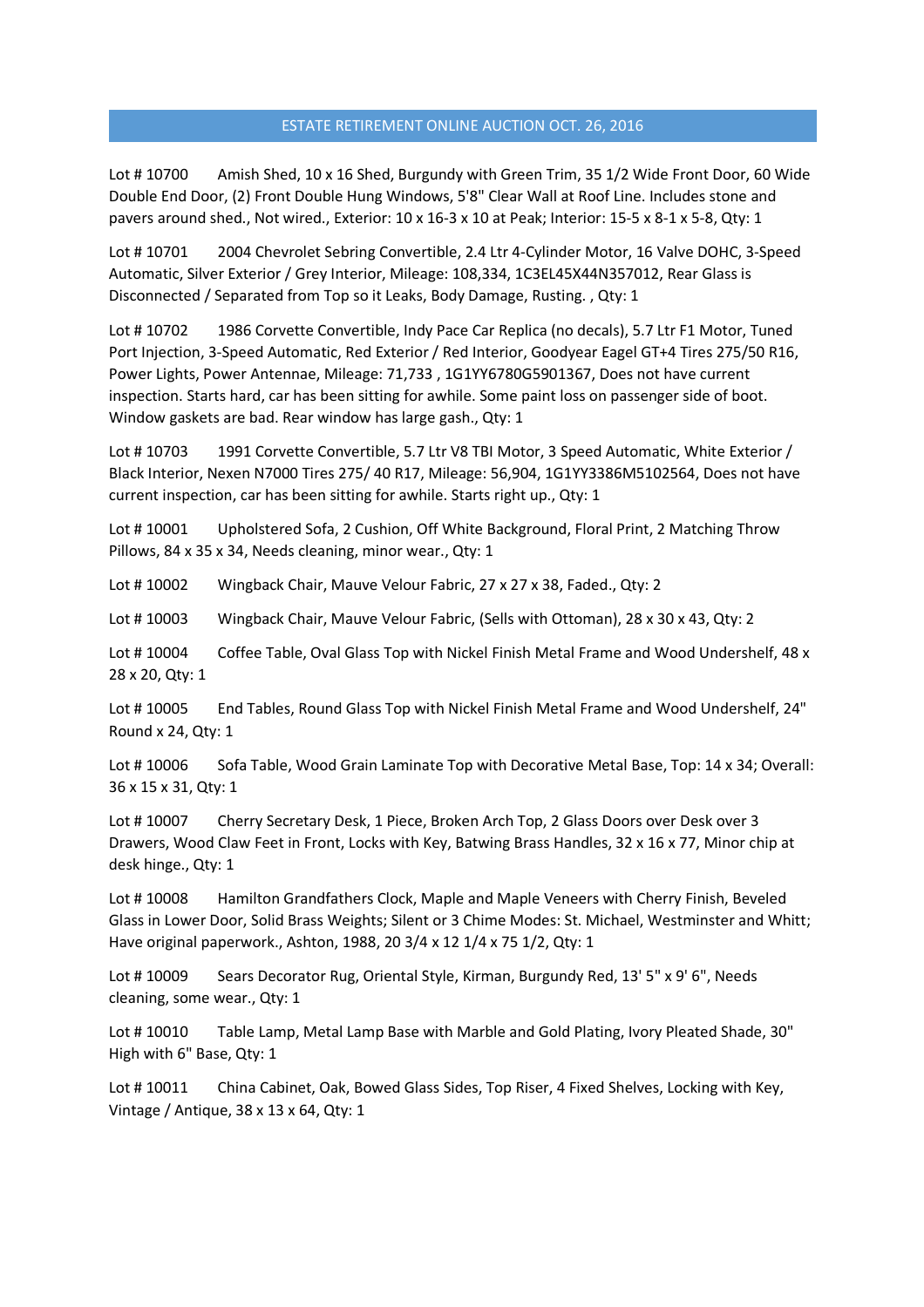# ESTATE RETIREMENT ONLINE AUCTION OCT. 26, 2016

Lot # 10700 Amish Shed, 10 x 16 Shed, Burgundy with Green Trim, 35 1/2 Wide Front Door, 60 Wide Double End Door, (2) Front Double Hung Windows, 5'8" Clear Wall at Roof Line. Includes stone and pavers around shed., Not wired., Exterior: 10 x 16-3 x 10 at Peak; Interior: 15-5 x 8-1 x 5-8, Qty: 1

Lot # 10701 2004 Chevrolet Sebring Convertible, 2.4 Ltr 4-Cylinder Motor, 16 Valve DOHC, 3-Speed Automatic, Silver Exterior / Grey Interior, Mileage: 108,334, 1C3EL45X44N357012, Rear Glass is Disconnected / Separated from Top so it Leaks, Body Damage, Rusting. , Qty: 1

Lot # 10702 1986 Corvette Convertible, Indy Pace Car Replica (no decals), 5.7 Ltr F1 Motor, Tuned Port Injection, 3-Speed Automatic, Red Exterior / Red Interior, Goodyear Eagel GT+4 Tires 275/50 R16, Power Lights, Power Antennae, Mileage: 71,733 , 1G1YY6780G5901367, Does not have current inspection. Starts hard, car has been sitting for awhile. Some paint loss on passenger side of boot. Window gaskets are bad. Rear window has large gash., Qty: 1

Lot # 10703 1991 Corvette Convertible, 5.7 Ltr V8 TBI Motor, 3 Speed Automatic, White Exterior / Black Interior, Nexen N7000 Tires 275/ 40 R17, Mileage: 56,904, 1G1YY3386M5102564, Does not have current inspection, car has been sitting for awhile. Starts right up., Qty: 1

Lot # 10001 Upholstered Sofa, 2 Cushion, Off White Background, Floral Print, 2 Matching Throw Pillows, 84 x 35 x 34, Needs cleaning, minor wear., Qty: 1

Lot # 10002 Wingback Chair, Mauve Velour Fabric, 27 x 27 x 38, Faded., Qty: 2

Lot # 10003 Wingback Chair, Mauve Velour Fabric, (Sells with Ottoman), 28 x 30 x 43, Qty: 2

Lot # 10004 Coffee Table, Oval Glass Top with Nickel Finish Metal Frame and Wood Undershelf, 48 x 28 x 20, Qty: 1

Lot # 10005 End Tables, Round Glass Top with Nickel Finish Metal Frame and Wood Undershelf, 24" Round x 24, Qty: 1

Lot # 10006 Sofa Table, Wood Grain Laminate Top with Decorative Metal Base, Top: 14 x 34; Overall: 36 x 15 x 31, Qty: 1

Lot # 10007 Cherry Secretary Desk, 1 Piece, Broken Arch Top, 2 Glass Doors over Desk over 3 Drawers, Wood Claw Feet in Front, Locks with Key, Batwing Brass Handles, 32 x 16 x 77, Minor chip at desk hinge., Qty: 1

Lot # 10008 Hamilton Grandfathers Clock, Maple and Maple Veneers with Cherry Finish, Beveled Glass in Lower Door, Solid Brass Weights; Silent or 3 Chime Modes: St. Michael, Westminster and Whitt; Have original paperwork., Ashton, 1988, 20 3/4 x 12 1/4 x 75 1/2, Qty: 1

Lot # 10009 Sears Decorator Rug, Oriental Style, Kirman, Burgundy Red, 13' 5" x 9' 6", Needs cleaning, some wear., Qty: 1

Lot # 10010 Table Lamp, Metal Lamp Base with Marble and Gold Plating, Ivory Pleated Shade, 30" High with 6" Base, Qty: 1

Lot # 10011 China Cabinet, Oak, Bowed Glass Sides, Top Riser, 4 Fixed Shelves, Locking with Key, Vintage / Antique, 38 x 13 x 64, Qty: 1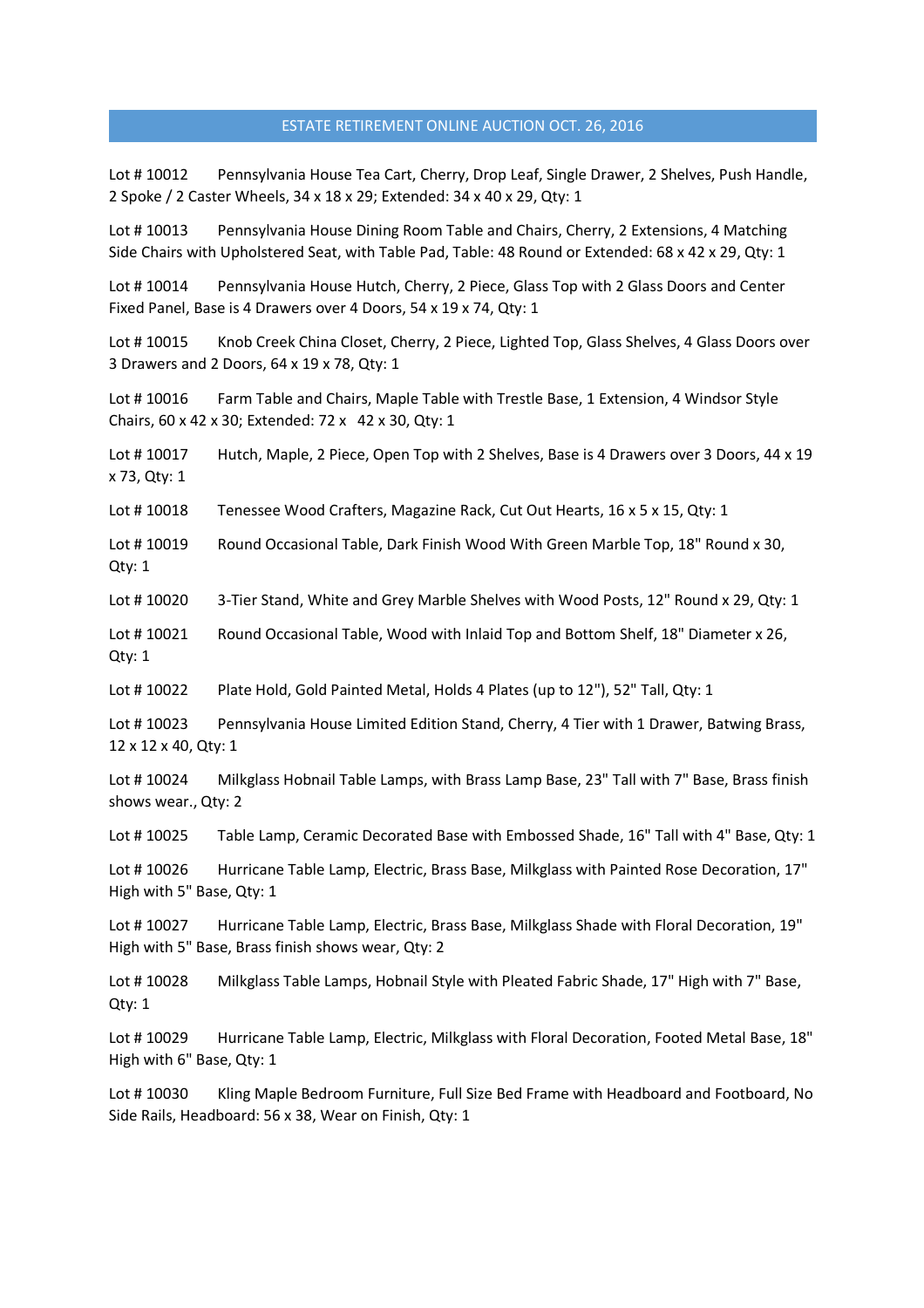## ESTATE RETIREMENT ONLINE AUCTION OCT. 26, 2016

Lot # 10012 Pennsylvania House Tea Cart, Cherry, Drop Leaf, Single Drawer, 2 Shelves, Push Handle, 2 Spoke / 2 Caster Wheels, 34 x 18 x 29; Extended: 34 x 40 x 29, Qty: 1

Lot # 10013 Pennsylvania House Dining Room Table and Chairs, Cherry, 2 Extensions, 4 Matching Side Chairs with Upholstered Seat, with Table Pad, Table: 48 Round or Extended: 68 x 42 x 29, Qty: 1

Lot # 10014 Pennsylvania House Hutch, Cherry, 2 Piece, Glass Top with 2 Glass Doors and Center Fixed Panel, Base is 4 Drawers over 4 Doors, 54 x 19 x 74, Qty: 1

Lot # 10015 Knob Creek China Closet, Cherry, 2 Piece, Lighted Top, Glass Shelves, 4 Glass Doors over 3 Drawers and 2 Doors, 64 x 19 x 78, Qty: 1

Lot # 10016 Farm Table and Chairs, Maple Table with Trestle Base, 1 Extension, 4 Windsor Style Chairs, 60 x 42 x 30; Extended: 72 x 42 x 30, Qty: 1

Lot # 10017 Hutch, Maple, 2 Piece, Open Top with 2 Shelves, Base is 4 Drawers over 3 Doors, 44 x 19 x 73, Qty: 1

Lot # 10018 Tenessee Wood Crafters, Magazine Rack, Cut Out Hearts, 16 x 5 x 15, Qty: 1

Lot # 10019 Round Occasional Table, Dark Finish Wood With Green Marble Top, 18" Round x 30, Qty: 1

Lot # 10020 3-Tier Stand, White and Grey Marble Shelves with Wood Posts, 12" Round x 29, Qty: 1

Lot # 10021 Round Occasional Table, Wood with Inlaid Top and Bottom Shelf, 18" Diameter x 26, Qty: 1

Lot # 10022 Plate Hold, Gold Painted Metal, Holds 4 Plates (up to 12"), 52" Tall, Qty: 1

Lot # 10023 Pennsylvania House Limited Edition Stand, Cherry, 4 Tier with 1 Drawer, Batwing Brass, 12 x 12 x 40, Qty: 1

Lot # 10024 Milkglass Hobnail Table Lamps, with Brass Lamp Base, 23" Tall with 7" Base, Brass finish shows wear., Qty: 2

Lot # 10025 Table Lamp, Ceramic Decorated Base with Embossed Shade, 16" Tall with 4" Base, Qty: 1

Lot # 10026 Hurricane Table Lamp, Electric, Brass Base, Milkglass with Painted Rose Decoration, 17" High with 5" Base, Qty: 1

Lot # 10027 Hurricane Table Lamp, Electric, Brass Base, Milkglass Shade with Floral Decoration, 19" High with 5" Base, Brass finish shows wear, Qty: 2

Lot # 10028 Milkglass Table Lamps, Hobnail Style with Pleated Fabric Shade, 17" High with 7" Base, Qty: 1

Lot # 10029 Hurricane Table Lamp, Electric, Milkglass with Floral Decoration, Footed Metal Base, 18" High with 6" Base, Qty: 1

Lot # 10030 Kling Maple Bedroom Furniture, Full Size Bed Frame with Headboard and Footboard, No Side Rails, Headboard: 56 x 38, Wear on Finish, Qty: 1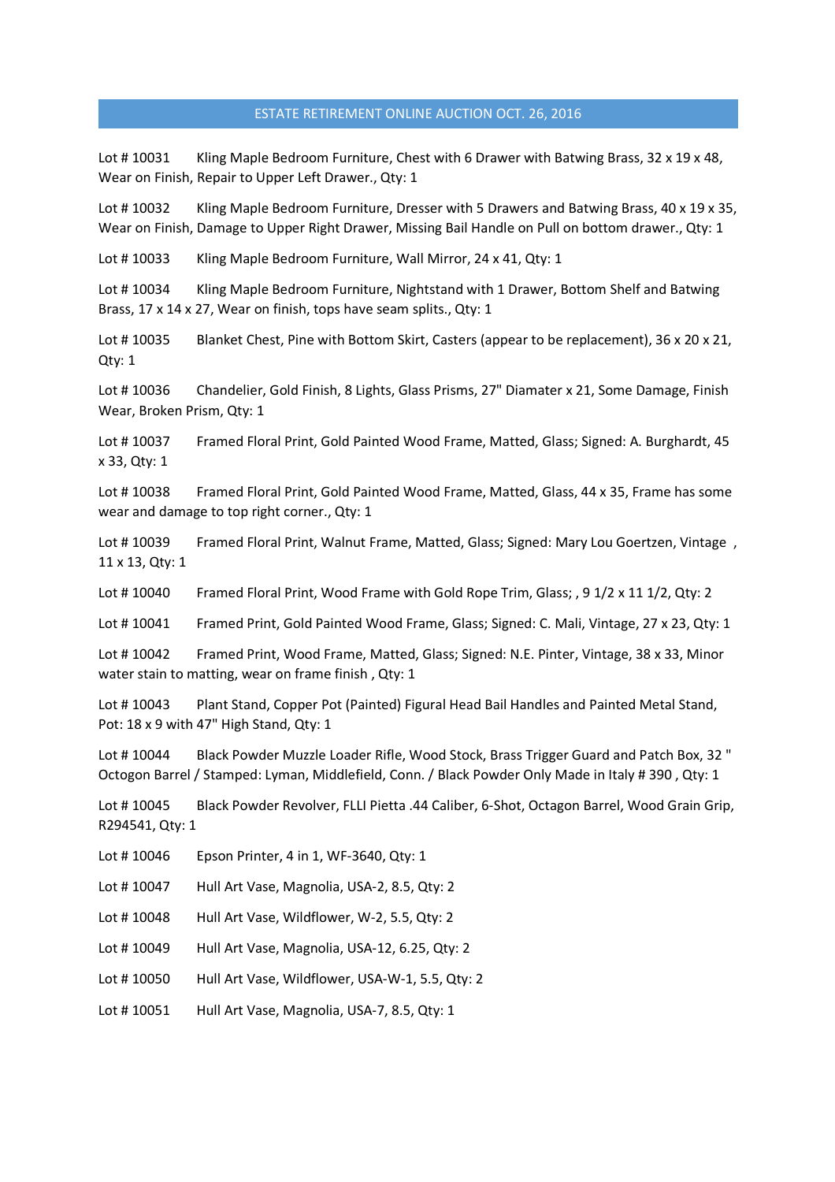## ESTATE RETIREMENT ONLINE AUCTION OCT. 26, 2016

Lot # 10031 Kling Maple Bedroom Furniture, Chest with 6 Drawer with Batwing Brass, 32 x 19 x 48, Wear on Finish, Repair to Upper Left Drawer., Qty: 1

Lot # 10032 Kling Maple Bedroom Furniture, Dresser with 5 Drawers and Batwing Brass, 40 x 19 x 35, Wear on Finish, Damage to Upper Right Drawer, Missing Bail Handle on Pull on bottom drawer., Qty: 1

Lot # 10033 Kling Maple Bedroom Furniture, Wall Mirror, 24 x 41, Qty: 1

Lot # 10034 Kling Maple Bedroom Furniture, Nightstand with 1 Drawer, Bottom Shelf and Batwing Brass, 17 x 14 x 27, Wear on finish, tops have seam splits., Qty: 1

Lot # 10035 Blanket Chest, Pine with Bottom Skirt, Casters (appear to be replacement), 36 x 20 x 21, Qty: 1

Lot # 10036 Chandelier, Gold Finish, 8 Lights, Glass Prisms, 27" Diamater x 21, Some Damage, Finish Wear, Broken Prism, Qty: 1

Lot # 10037 Framed Floral Print, Gold Painted Wood Frame, Matted, Glass; Signed: A. Burghardt, 45 x 33, Qty: 1

Lot # 10038 Framed Floral Print, Gold Painted Wood Frame, Matted, Glass, 44 x 35, Frame has some wear and damage to top right corner., Qty: 1

Lot # 10039 Framed Floral Print, Walnut Frame, Matted, Glass; Signed: Mary Lou Goertzen, Vintage , 11 x 13, Qty: 1

Lot # 10040 Framed Floral Print, Wood Frame with Gold Rope Trim, Glass; , 9 1/2 x 11 1/2, Qty: 2

Lot # 10041 Framed Print, Gold Painted Wood Frame, Glass; Signed: C. Mali, Vintage, 27 x 23, Qty: 1

Lot # 10042 Framed Print, Wood Frame, Matted, Glass; Signed: N.E. Pinter, Vintage, 38 x 33, Minor water stain to matting, wear on frame finish , Qty: 1

Lot # 10043 Plant Stand, Copper Pot (Painted) Figural Head Bail Handles and Painted Metal Stand, Pot: 18 x 9 with 47" High Stand, Qty: 1

Lot # 10044 Black Powder Muzzle Loader Rifle, Wood Stock, Brass Trigger Guard and Patch Box, 32 " Octogon Barrel / Stamped: Lyman, Middlefield, Conn. / Black Powder Only Made in Italy # 390 , Qty: 1

Lot # 10045 Black Powder Revolver, FLLI Pietta .44 Caliber, 6-Shot, Octagon Barrel, Wood Grain Grip, R294541, Qty: 1

Lot # 10046 Epson Printer, 4 in 1, WF-3640, Qty: 1

Lot # 10047 Hull Art Vase, Magnolia, USA-2, 8.5, Qty: 2

Lot # 10048 Hull Art Vase, Wildflower, W-2, 5.5, Qty: 2

Lot # 10049 Hull Art Vase, Magnolia, USA-12, 6.25, Qty: 2

Lot # 10050 Hull Art Vase, Wildflower, USA-W-1, 5.5, Qty: 2

Lot # 10051 Hull Art Vase, Magnolia, USA-7, 8.5, Qty: 1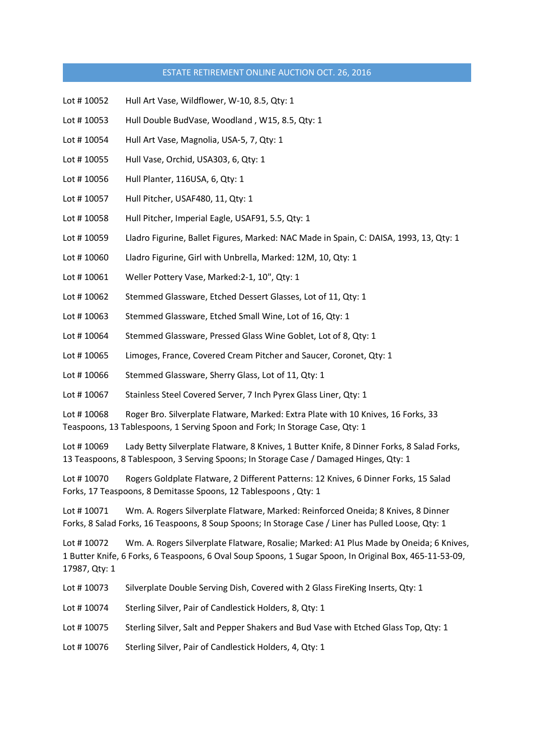## ESTATE RETIREMENT ONLINE AUCTION OCT. 26, 2016

Lot # 10052 Hull Art Vase, Wildflower, W-10, 8.5, Qty: 1

Lot # 10053 Hull Double BudVase, Woodland , W15, 8.5, Qty: 1

Lot # 10054 Hull Art Vase, Magnolia, USA-5, 7, Qty: 1

Lot # 10055 Hull Vase, Orchid, USA303, 6, Qty: 1

Lot # 10056 Hull Planter, 116USA, 6, Qty: 1

Lot # 10057 Hull Pitcher, USAF480, 11, Qty: 1

Lot # 10058 Hull Pitcher, Imperial Eagle, USAF91, 5.5, Qty: 1

Lot # 10059 Lladro Figurine, Ballet Figures, Marked: NAC Made in Spain, C: DAISA, 1993, 13, Qty: 1

Lot # 10060 Lladro Figurine, Girl with Unbrella, Marked: 12M, 10, Qty: 1

Lot # 10061 Weller Pottery Vase, Marked:2-1, 10", Qty: 1

Lot # 10062 Stemmed Glassware, Etched Dessert Glasses, Lot of 11, Qty: 1

Lot # 10063 Stemmed Glassware, Etched Small Wine, Lot of 16, Qty: 1

Lot # 10064 Stemmed Glassware, Pressed Glass Wine Goblet, Lot of 8, Qty: 1

Lot # 10065 Limoges, France, Covered Cream Pitcher and Saucer, Coronet, Qty: 1

Lot # 10066 Stemmed Glassware, Sherry Glass, Lot of 11, Qty: 1

Lot # 10067 Stainless Steel Covered Server, 7 Inch Pyrex Glass Liner, Qty: 1

Lot # 10068 Roger Bro. Silverplate Flatware, Marked: Extra Plate with 10 Knives, 16 Forks, 33 Teaspoons, 13 Tablespoons, 1 Serving Spoon and Fork; In Storage Case, Qty: 1

Lot # 10069 Lady Betty Silverplate Flatware, 8 Knives, 1 Butter Knife, 8 Dinner Forks, 8 Salad Forks, 13 Teaspoons, 8 Tablespoon, 3 Serving Spoons; In Storage Case / Damaged Hinges, Qty: 1

Lot # 10070 Rogers Goldplate Flatware, 2 Different Patterns: 12 Knives, 6 Dinner Forks, 15 Salad Forks, 17 Teaspoons, 8 Demitasse Spoons, 12 Tablespoons , Qty: 1

Lot # 10071 Wm. A. Rogers Silverplate Flatware, Marked: Reinforced Oneida; 8 Knives, 8 Dinner Forks, 8 Salad Forks, 16 Teaspoons, 8 Soup Spoons; In Storage Case / Liner has Pulled Loose, Qty: 1

Lot # 10072 Wm. A. Rogers Silverplate Flatware, Rosalie; Marked: A1 Plus Made by Oneida; 6 Knives, 1 Butter Knife, 6 Forks, 6 Teaspoons, 6 Oval Soup Spoons, 1 Sugar Spoon, In Original Box, 465-11-53-09, 17987, Qty: 1

Lot # 10073 Silverplate Double Serving Dish, Covered with 2 Glass FireKing Inserts, Qty: 1

Lot # 10074 Sterling Silver, Pair of Candlestick Holders, 8, Qty: 1

Lot # 10075 Sterling Silver, Salt and Pepper Shakers and Bud Vase with Etched Glass Top, Qty: 1

Lot # 10076 Sterling Silver, Pair of Candlestick Holders, 4, Qty: 1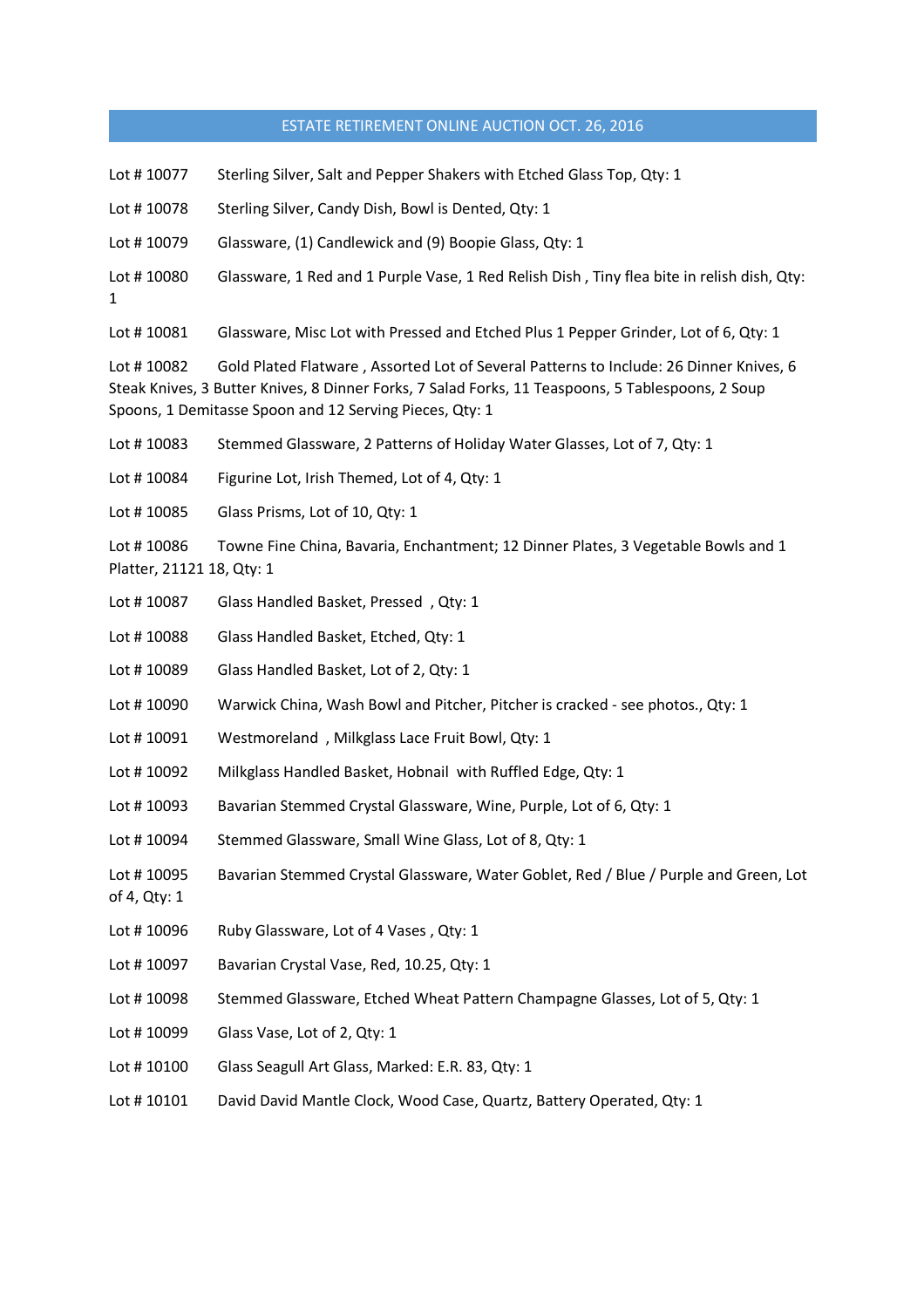# ESTATE RETIREMENT ONLINE AUCTION OCT. 26, 2016

Lot # 10077 Sterling Silver, Salt and Pepper Shakers with Etched Glass Top, Qty: 1

Lot # 10078 Sterling Silver, Candy Dish, Bowl is Dented, Qty: 1

Lot # 10079 Glassware, (1) Candlewick and (9) Boopie Glass, Qty: 1

Lot # 10080 Glassware, 1 Red and 1 Purple Vase, 1 Red Relish Dish , Tiny flea bite in relish dish, Qty: 1

Lot # 10081 Glassware, Misc Lot with Pressed and Etched Plus 1 Pepper Grinder, Lot of 6, Qty: 1

Lot # 10082 Gold Plated Flatware , Assorted Lot of Several Patterns to Include: 26 Dinner Knives, 6 Steak Knives, 3 Butter Knives, 8 Dinner Forks, 7 Salad Forks, 11 Teaspoons, 5 Tablespoons, 2 Soup Spoons, 1 Demitasse Spoon and 12 Serving Pieces, Qty: 1

Lot # 10083 Stemmed Glassware, 2 Patterns of Holiday Water Glasses, Lot of 7, Qty: 1

Lot # 10084 Figurine Lot, Irish Themed, Lot of 4, Qty: 1

Lot # 10085 Glass Prisms, Lot of 10, Qty: 1

Lot # 10086 Towne Fine China, Bavaria, Enchantment; 12 Dinner Plates, 3 Vegetable Bowls and 1 Platter, 21121 18, Qty: 1

Lot # 10087 Glass Handled Basket, Pressed , Qty: 1

Lot # 10088 Glass Handled Basket, Etched, Qty: 1

Lot # 10089 Glass Handled Basket, Lot of 2, Qty: 1

Lot # 10090 Warwick China, Wash Bowl and Pitcher, Pitcher is cracked - see photos., Qty: 1

Lot # 10091 Westmoreland , Milkglass Lace Fruit Bowl, Qty: 1

Lot # 10092 Milkglass Handled Basket, Hobnail with Ruffled Edge, Qty: 1

Lot # 10093 Bavarian Stemmed Crystal Glassware, Wine, Purple, Lot of 6, Qty: 1

Lot # 10094 Stemmed Glassware, Small Wine Glass, Lot of 8, Qty: 1

Lot # 10095 Bavarian Stemmed Crystal Glassware, Water Goblet, Red / Blue / Purple and Green, Lot of 4, Qty: 1

Lot # 10096 Ruby Glassware, Lot of 4 Vases , Qty: 1

Lot # 10097 Bavarian Crystal Vase, Red, 10.25, Qty: 1

Lot # 10098 Stemmed Glassware, Etched Wheat Pattern Champagne Glasses, Lot of 5, Qty: 1

Lot # 10099 Glass Vase, Lot of 2, Qty: 1

Lot # 10100 Glass Seagull Art Glass, Marked: E.R. 83, Qty: 1

Lot # 10101 David David Mantle Clock, Wood Case, Quartz, Battery Operated, Qty: 1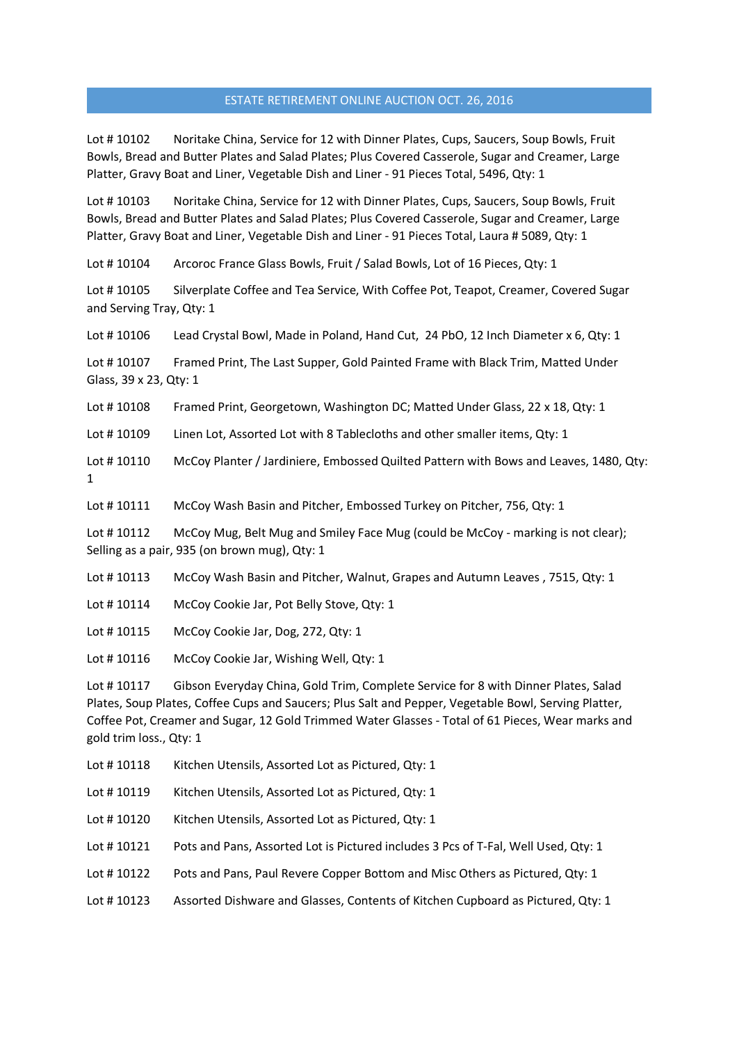# ESTATE RETIREMENT ONLINE AUCTION OCT. 26, 2016

Lot # 10102 Noritake China, Service for 12 with Dinner Plates, Cups, Saucers, Soup Bowls, Fruit Bowls, Bread and Butter Plates and Salad Plates; Plus Covered Casserole, Sugar and Creamer, Large Platter, Gravy Boat and Liner, Vegetable Dish and Liner - 91 Pieces Total, 5496, Qty: 1

Lot # 10103 Noritake China, Service for 12 with Dinner Plates, Cups, Saucers, Soup Bowls, Fruit Bowls, Bread and Butter Plates and Salad Plates; Plus Covered Casserole, Sugar and Creamer, Large Platter, Gravy Boat and Liner, Vegetable Dish and Liner - 91 Pieces Total, Laura # 5089, Qty: 1

Lot # 10104 Arcoroc France Glass Bowls, Fruit / Salad Bowls, Lot of 16 Pieces, Qty: 1

Lot # 10105 Silverplate Coffee and Tea Service, With Coffee Pot, Teapot, Creamer, Covered Sugar and Serving Tray, Qty: 1

Lot # 10106 Lead Crystal Bowl, Made in Poland, Hand Cut, 24 PbO, 12 Inch Diameter x 6, Qty: 1

Lot # 10107 Framed Print, The Last Supper, Gold Painted Frame with Black Trim, Matted Under Glass, 39 x 23, Qty: 1

Lot # 10108 Framed Print, Georgetown, Washington DC; Matted Under Glass, 22 x 18, Qty: 1

Lot # 10109 Linen Lot, Assorted Lot with 8 Tablecloths and other smaller items, Qty: 1

Lot # 10110 McCoy Planter / Jardiniere, Embossed Quilted Pattern with Bows and Leaves, 1480, Qty: 1

Lot # 10111 McCoy Wash Basin and Pitcher, Embossed Turkey on Pitcher, 756, Qty: 1

Lot # 10112 McCoy Mug, Belt Mug and Smiley Face Mug (could be McCoy - marking is not clear); Selling as a pair, 935 (on brown mug), Qty: 1

Lot # 10113 McCoy Wash Basin and Pitcher, Walnut, Grapes and Autumn Leaves , 7515, Qty: 1

Lot # 10114 McCoy Cookie Jar, Pot Belly Stove, Qty: 1

Lot # 10115 McCoy Cookie Jar, Dog, 272, Qty: 1

Lot # 10116 McCoy Cookie Jar, Wishing Well, Qty: 1

Lot # 10117 Gibson Everyday China, Gold Trim, Complete Service for 8 with Dinner Plates, Salad Plates, Soup Plates, Coffee Cups and Saucers; Plus Salt and Pepper, Vegetable Bowl, Serving Platter, Coffee Pot, Creamer and Sugar, 12 Gold Trimmed Water Glasses - Total of 61 Pieces, Wear marks and gold trim loss., Qty: 1

Lot # 10118 Kitchen Utensils, Assorted Lot as Pictured, Qty: 1

Lot # 10119 Kitchen Utensils, Assorted Lot as Pictured, Qty: 1

Lot # 10120 Kitchen Utensils, Assorted Lot as Pictured, Qty: 1

Lot # 10121 Pots and Pans, Assorted Lot is Pictured includes 3 Pcs of T-Fal, Well Used, Qty: 1

Lot # 10122 Pots and Pans, Paul Revere Copper Bottom and Misc Others as Pictured, Qty: 1

Lot # 10123 Assorted Dishware and Glasses, Contents of Kitchen Cupboard as Pictured, Qty: 1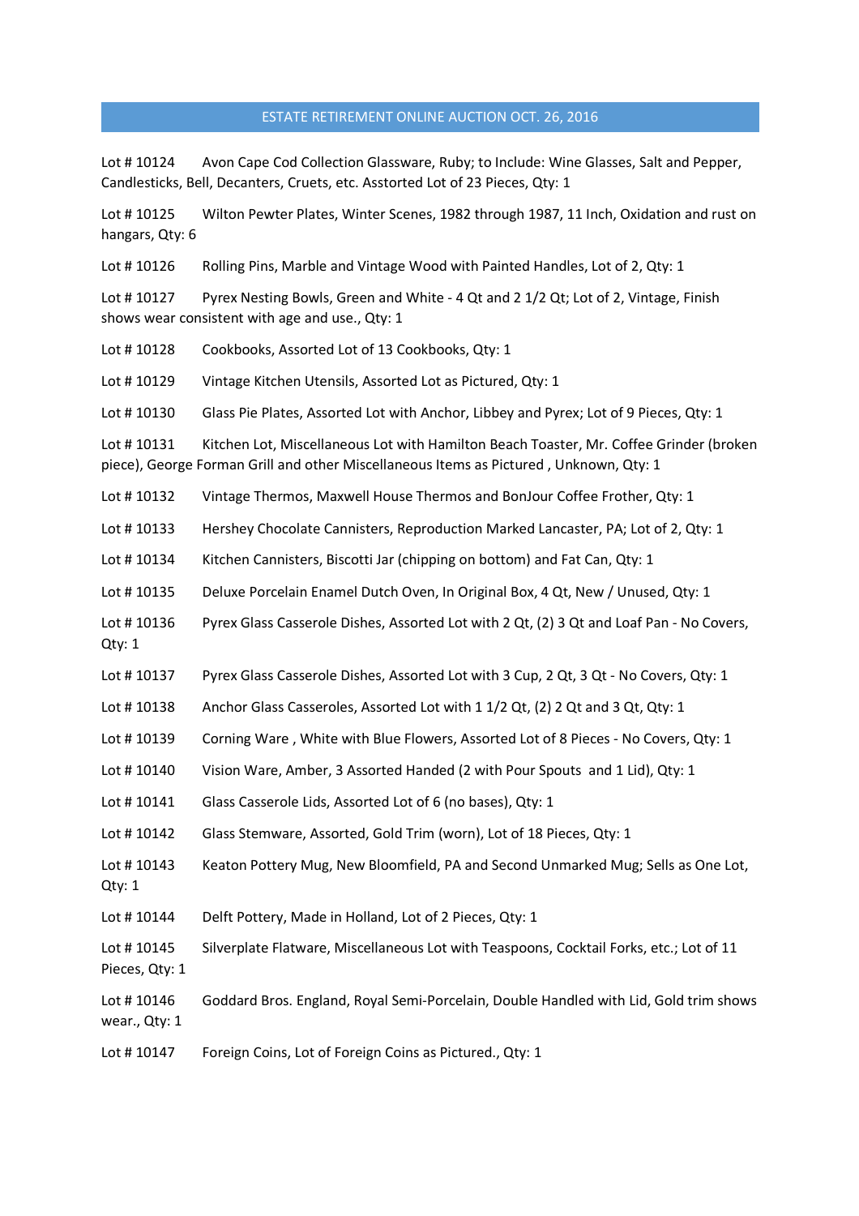## ESTATE RETIREMENT ONLINE AUCTION OCT. 26, 2016

Lot # 10124 Avon Cape Cod Collection Glassware, Ruby; to Include: Wine Glasses, Salt and Pepper, Candlesticks, Bell, Decanters, Cruets, etc. Asstorted Lot of 23 Pieces, Qty: 1

Lot # 10125 Wilton Pewter Plates, Winter Scenes, 1982 through 1987, 11 Inch, Oxidation and rust on hangars, Qty: 6

Lot # 10126 Rolling Pins, Marble and Vintage Wood with Painted Handles, Lot of 2, Qty: 1

Lot # 10127 Pyrex Nesting Bowls, Green and White - 4 Qt and 2 1/2 Qt; Lot of 2, Vintage, Finish shows wear consistent with age and use., Qty: 1

Lot # 10128 Cookbooks, Assorted Lot of 13 Cookbooks, Qty: 1

Lot # 10129 Vintage Kitchen Utensils, Assorted Lot as Pictured, Qty: 1

Lot # 10130 Glass Pie Plates, Assorted Lot with Anchor, Libbey and Pyrex; Lot of 9 Pieces, Qty: 1

Lot # 10131 Kitchen Lot, Miscellaneous Lot with Hamilton Beach Toaster, Mr. Coffee Grinder (broken piece), George Forman Grill and other Miscellaneous Items as Pictured , Unknown, Qty: 1

Lot # 10132 Vintage Thermos, Maxwell House Thermos and BonJour Coffee Frother, Qty: 1

Lot # 10133 Hershey Chocolate Cannisters, Reproduction Marked Lancaster, PA; Lot of 2, Qty: 1

Lot # 10134 Kitchen Cannisters, Biscotti Jar (chipping on bottom) and Fat Can, Qty: 1

Lot # 10135 Deluxe Porcelain Enamel Dutch Oven, In Original Box, 4 Qt, New / Unused, Qty: 1

Lot # 10136 Pyrex Glass Casserole Dishes, Assorted Lot with 2 Qt, (2) 3 Qt and Loaf Pan - No Covers, Qty: 1

Lot # 10137 Pyrex Glass Casserole Dishes, Assorted Lot with 3 Cup, 2 Qt, 3 Qt - No Covers, Qty: 1

Lot # 10138 Anchor Glass Casseroles, Assorted Lot with 1 1/2 Qt, (2) 2 Qt and 3 Qt, Qty: 1

Lot # 10139 Corning Ware , White with Blue Flowers, Assorted Lot of 8 Pieces - No Covers, Qty: 1

Lot # 10140 Vision Ware, Amber, 3 Assorted Handed (2 with Pour Spouts and 1 Lid), Qty: 1

Lot # 10141 Glass Casserole Lids, Assorted Lot of 6 (no bases), Qty: 1

Lot # 10142 Glass Stemware, Assorted, Gold Trim (worn), Lot of 18 Pieces, Qty: 1

Lot # 10143 Keaton Pottery Mug, New Bloomfield, PA and Second Unmarked Mug; Sells as One Lot, Qty: 1

Lot # 10144 Delft Pottery, Made in Holland, Lot of 2 Pieces, Qty: 1

Lot # 10145 Silverplate Flatware, Miscellaneous Lot with Teaspoons, Cocktail Forks, etc.; Lot of 11 Pieces, Qty: 1

Lot # 10146 Goddard Bros. England, Royal Semi-Porcelain, Double Handled with Lid, Gold trim shows wear., Qty: 1

Lot # 10147 Foreign Coins, Lot of Foreign Coins as Pictured., Qty: 1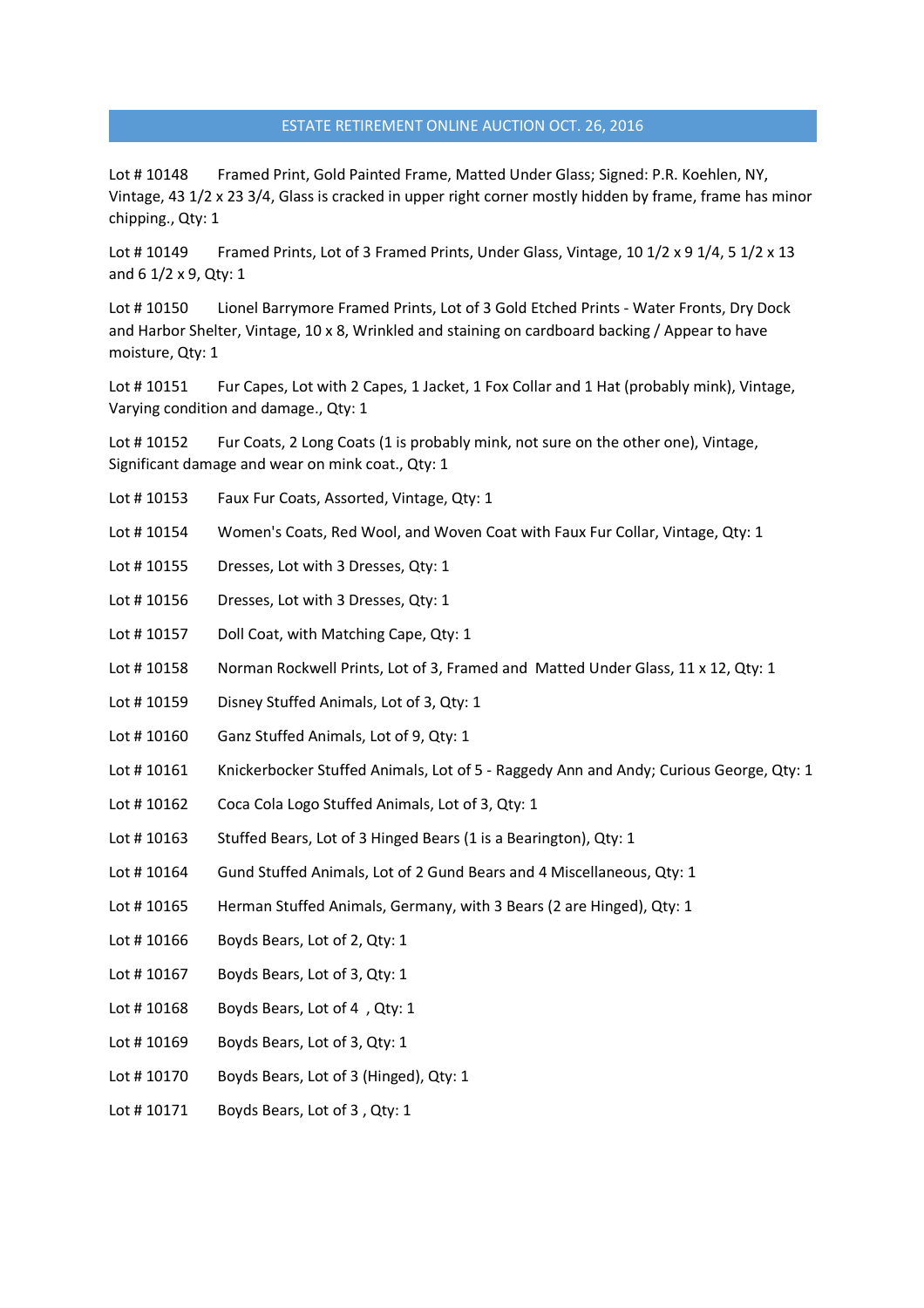## ESTATE RETIREMENT ONLINE AUCTION OCT. 26, 2016

Lot # 10148 Framed Print, Gold Painted Frame, Matted Under Glass; Signed: P.R. Koehlen, NY, Vintage, 43 1/2 x 23 3/4, Glass is cracked in upper right corner mostly hidden by frame, frame has minor chipping., Qty: 1

Lot # 10149 Framed Prints, Lot of 3 Framed Prints, Under Glass, Vintage, 10 1/2 x 9 1/4, 5 1/2 x 13 and 6 1/2 x 9, Qty: 1

Lot # 10150 Lionel Barrymore Framed Prints, Lot of 3 Gold Etched Prints - Water Fronts, Dry Dock and Harbor Shelter, Vintage, 10 x 8, Wrinkled and staining on cardboard backing / Appear to have moisture, Qty: 1

Lot # 10151 Fur Capes, Lot with 2 Capes, 1 Jacket, 1 Fox Collar and 1 Hat (probably mink), Vintage, Varying condition and damage., Qty: 1

Lot # 10152 Fur Coats, 2 Long Coats (1 is probably mink, not sure on the other one), Vintage, Significant damage and wear on mink coat., Qty: 1

Lot # 10153 Faux Fur Coats, Assorted, Vintage, Qty: 1

Lot # 10154 Women's Coats, Red Wool, and Woven Coat with Faux Fur Collar, Vintage, Qty: 1

Lot # 10155 Dresses, Lot with 3 Dresses, Qty: 1

Lot # 10156 Dresses, Lot with 3 Dresses, Qty: 1

Lot # 10157 Doll Coat, with Matching Cape, Qty: 1

Lot # 10158 Norman Rockwell Prints, Lot of 3, Framed and Matted Under Glass, 11 x 12, Qty: 1

Lot # 10159 Disney Stuffed Animals, Lot of 3, Qty: 1

Lot # 10160 Ganz Stuffed Animals, Lot of 9, Qty: 1

Lot # 10161 Knickerbocker Stuffed Animals, Lot of 5 - Raggedy Ann and Andy; Curious George, Qty: 1

Lot # 10162 Coca Cola Logo Stuffed Animals, Lot of 3, Qty: 1

Lot # 10163 Stuffed Bears, Lot of 3 Hinged Bears (1 is a Bearington), Qty: 1

Lot # 10164 Gund Stuffed Animals, Lot of 2 Gund Bears and 4 Miscellaneous, Qty: 1

Lot # 10165 Herman Stuffed Animals, Germany, with 3 Bears (2 are Hinged), Qty: 1

Lot # 10166 Boyds Bears, Lot of 2, Qty: 1

Lot # 10167 Boyds Bears, Lot of 3, Qty: 1

Lot # 10168 Boyds Bears, Lot of 4 , Qty: 1

Lot # 10169 Boyds Bears, Lot of 3, Qty: 1

Lot # 10170 Boyds Bears, Lot of 3 (Hinged), Qty: 1

Lot # 10171 Boyds Bears, Lot of 3 , Qty: 1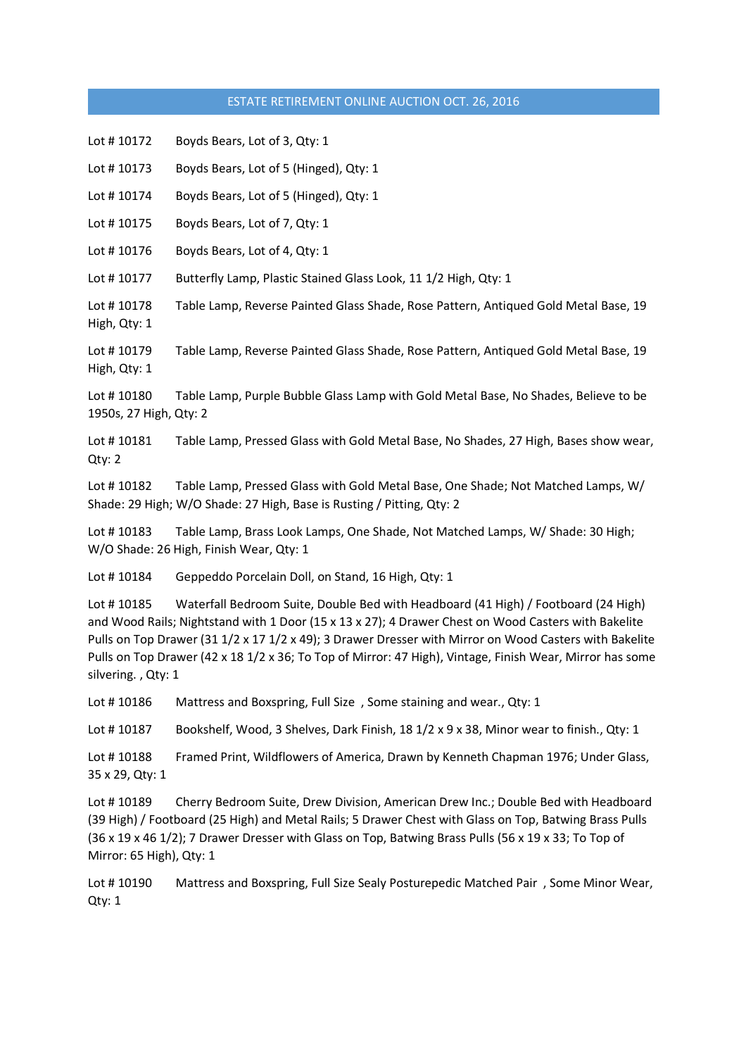## ESTATE RETIREMENT ONLINE AUCTION OCT. 26, 2016

Lot # 10172 Boyds Bears, Lot of 3, Qty: 1

Lot # 10173 Boyds Bears, Lot of 5 (Hinged), Qty: 1

Lot # 10174 Boyds Bears, Lot of 5 (Hinged), Qty: 1

Lot # 10175 Boyds Bears, Lot of 7, Qty: 1

Lot # 10176 Boyds Bears, Lot of 4, Qty: 1

Lot # 10177 Butterfly Lamp, Plastic Stained Glass Look, 11 1/2 High, Qty: 1

Lot # 10178 Table Lamp, Reverse Painted Glass Shade, Rose Pattern, Antiqued Gold Metal Base, 19 High, Qty: 1

Lot # 10179 Table Lamp, Reverse Painted Glass Shade, Rose Pattern, Antiqued Gold Metal Base, 19 High, Qty: 1

Lot # 10180 Table Lamp, Purple Bubble Glass Lamp with Gold Metal Base, No Shades, Believe to be 1950s, 27 High, Qty: 2

Lot # 10181 Table Lamp, Pressed Glass with Gold Metal Base, No Shades, 27 High, Bases show wear, Qty: 2

Lot # 10182 Table Lamp, Pressed Glass with Gold Metal Base, One Shade; Not Matched Lamps, W/ Shade: 29 High; W/O Shade: 27 High, Base is Rusting / Pitting, Qty: 2

Lot # 10183 Table Lamp, Brass Look Lamps, One Shade, Not Matched Lamps, W/ Shade: 30 High; W/O Shade: 26 High, Finish Wear, Qty: 1

Lot # 10184 Geppeddo Porcelain Doll, on Stand, 16 High, Qty: 1

Lot # 10185 Waterfall Bedroom Suite, Double Bed with Headboard (41 High) / Footboard (24 High) and Wood Rails; Nightstand with 1 Door (15 x 13 x 27); 4 Drawer Chest on Wood Casters with Bakelite Pulls on Top Drawer (31 1/2 x 17 1/2 x 49); 3 Drawer Dresser with Mirror on Wood Casters with Bakelite Pulls on Top Drawer (42 x 18 1/2 x 36; To Top of Mirror: 47 High), Vintage, Finish Wear, Mirror has some silvering. , Qty: 1

Lot # 10186 Mattress and Boxspring, Full Size , Some staining and wear., Qty: 1

Lot # 10187 Bookshelf, Wood, 3 Shelves, Dark Finish, 18 1/2 x 9 x 38, Minor wear to finish., Qty: 1

Lot # 10188 Framed Print, Wildflowers of America, Drawn by Kenneth Chapman 1976; Under Glass, 35 x 29, Qty: 1

Lot # 10189 Cherry Bedroom Suite, Drew Division, American Drew Inc.; Double Bed with Headboard (39 High) / Footboard (25 High) and Metal Rails; 5 Drawer Chest with Glass on Top, Batwing Brass Pulls (36 x 19 x 46 1/2); 7 Drawer Dresser with Glass on Top, Batwing Brass Pulls (56 x 19 x 33; To Top of Mirror: 65 High), Qty: 1

Lot # 10190 Mattress and Boxspring, Full Size Sealy Posturepedic Matched Pair , Some Minor Wear, Qty: 1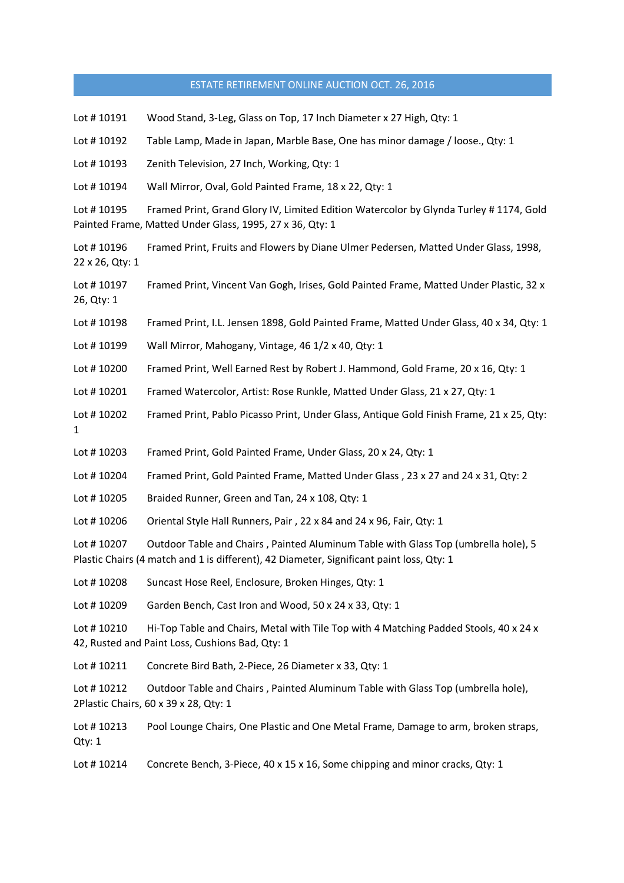## ESTATE RETIREMENT ONLINE AUCTION OCT. 26, 2016

Lot # 10191 Wood Stand, 3-Leg, Glass on Top, 17 Inch Diameter x 27 High, Qty: 1

Lot # 10192 Table Lamp, Made in Japan, Marble Base, One has minor damage / loose., Qty: 1

Lot # 10193 Zenith Television, 27 Inch, Working, Qty: 1

Lot # 10194 Wall Mirror, Oval, Gold Painted Frame, 18 x 22, Qty: 1

Lot # 10195 Framed Print, Grand Glory IV, Limited Edition Watercolor by Glynda Turley # 1174, Gold Painted Frame, Matted Under Glass, 1995, 27 x 36, Qty: 1

Lot # 10196 Framed Print, Fruits and Flowers by Diane Ulmer Pedersen, Matted Under Glass, 1998, 22 x 26, Qty: 1

Lot # 10197 Framed Print, Vincent Van Gogh, Irises, Gold Painted Frame, Matted Under Plastic, 32 x 26, Qty: 1

Lot # 10198 Framed Print, I.L. Jensen 1898, Gold Painted Frame, Matted Under Glass, 40 x 34, Qty: 1

Lot # 10199 Wall Mirror, Mahogany, Vintage, 46 1/2 x 40, Qty: 1

Lot # 10200 Framed Print, Well Earned Rest by Robert J. Hammond, Gold Frame, 20 x 16, Qty: 1

Lot # 10201 Framed Watercolor, Artist: Rose Runkle, Matted Under Glass, 21 x 27, Qty: 1

Lot # 10202 Framed Print, Pablo Picasso Print, Under Glass, Antique Gold Finish Frame, 21 x 25, Qty: 1

Lot # 10203 Framed Print, Gold Painted Frame, Under Glass, 20 x 24, Qty: 1

Lot # 10204 Framed Print, Gold Painted Frame, Matted Under Glass , 23 x 27 and 24 x 31, Qty: 2

Lot # 10205 Braided Runner, Green and Tan, 24 x 108, Qty: 1

Lot # 10206 Oriental Style Hall Runners, Pair , 22 x 84 and 24 x 96, Fair, Qty: 1

Lot # 10207 Outdoor Table and Chairs , Painted Aluminum Table with Glass Top (umbrella hole), 5 Plastic Chairs (4 match and 1 is different), 42 Diameter, Significant paint loss, Qty: 1

Lot # 10208 Suncast Hose Reel, Enclosure, Broken Hinges, Qty: 1

Lot # 10209 Garden Bench, Cast Iron and Wood, 50 x 24 x 33, Qty: 1

Lot # 10210 Hi-Top Table and Chairs, Metal with Tile Top with 4 Matching Padded Stools, 40 x 24 x 42, Rusted and Paint Loss, Cushions Bad, Qty: 1

Lot # 10211 Concrete Bird Bath, 2-Piece, 26 Diameter x 33, Qty: 1

Lot # 10212 Outdoor Table and Chairs , Painted Aluminum Table with Glass Top (umbrella hole), 2Plastic Chairs, 60 x 39 x 28, Qty: 1

Lot # 10213 Pool Lounge Chairs, One Plastic and One Metal Frame, Damage to arm, broken straps, Qty: 1

Lot # 10214 Concrete Bench, 3-Piece, 40 x 15 x 16, Some chipping and minor cracks, Qty: 1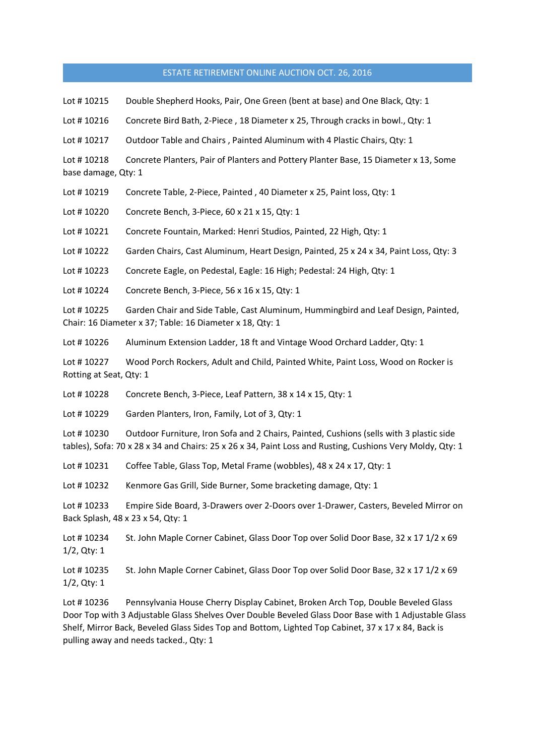ESTATE RETIREMENT ONLINE AUCTION OCT. 26, 2016

Lot # 10215 Double Shepherd Hooks, Pair, One Green (bent at base) and One Black, Qty: 1

Lot # 10216 Concrete Bird Bath, 2-Piece , 18 Diameter x 25, Through cracks in bowl., Qty: 1

Lot # 10217 Outdoor Table and Chairs , Painted Aluminum with 4 Plastic Chairs, Qty: 1

Lot # 10218 Concrete Planters, Pair of Planters and Pottery Planter Base, 15 Diameter x 13, Some base damage, Qty: 1

Lot # 10219 Concrete Table, 2-Piece, Painted , 40 Diameter x 25, Paint loss, Qty: 1

Lot # 10220 Concrete Bench, 3-Piece, 60 x 21 x 15, Qty: 1

Lot # 10221 Concrete Fountain, Marked: Henri Studios, Painted, 22 High, Qty: 1

Lot # 10222 Garden Chairs, Cast Aluminum, Heart Design, Painted, 25 x 24 x 34, Paint Loss, Qty: 3

Lot # 10223 Concrete Eagle, on Pedestal, Eagle: 16 High; Pedestal: 24 High, Qty: 1

Lot # 10224 Concrete Bench, 3-Piece, 56 x 16 x 15, Qty: 1

Lot # 10225 Garden Chair and Side Table, Cast Aluminum, Hummingbird and Leaf Design, Painted, Chair: 16 Diameter x 37; Table: 16 Diameter x 18, Qty: 1

Lot # 10226 Aluminum Extension Ladder, 18 ft and Vintage Wood Orchard Ladder, Qty: 1

Lot # 10227 Wood Porch Rockers, Adult and Child, Painted White, Paint Loss, Wood on Rocker is Rotting at Seat, Qty: 1

Lot # 10228 Concrete Bench, 3-Piece, Leaf Pattern, 38 x 14 x 15, Qty: 1

Lot # 10229 Garden Planters, Iron, Family, Lot of 3, Qty: 1

Lot # 10230 Outdoor Furniture, Iron Sofa and 2 Chairs, Painted, Cushions (sells with 3 plastic side tables), Sofa: 70 x 28 x 34 and Chairs: 25 x 26 x 34, Paint Loss and Rusting, Cushions Very Moldy, Qty: 1

Lot # 10231 Coffee Table, Glass Top, Metal Frame (wobbles), 48 x 24 x 17, Qty: 1

Lot # 10232 Kenmore Gas Grill, Side Burner, Some bracketing damage, Qty: 1

Lot # 10233 Empire Side Board, 3-Drawers over 2-Doors over 1-Drawer, Casters, Beveled Mirror on Back Splash, 48 x 23 x 54, Qty: 1

Lot # 10234 St. John Maple Corner Cabinet, Glass Door Top over Solid Door Base, 32 x 17 1/2 x 69 1/2, Qty: 1

Lot # 10235 St. John Maple Corner Cabinet, Glass Door Top over Solid Door Base, 32 x 17 1/2 x 69 1/2, Qty: 1

Lot # 10236 Pennsylvania House Cherry Display Cabinet, Broken Arch Top, Double Beveled Glass Door Top with 3 Adjustable Glass Shelves Over Double Beveled Glass Door Base with 1 Adjustable Glass Shelf, Mirror Back, Beveled Glass Sides Top and Bottom, Lighted Top Cabinet, 37 x 17 x 84, Back is pulling away and needs tacked., Qty: 1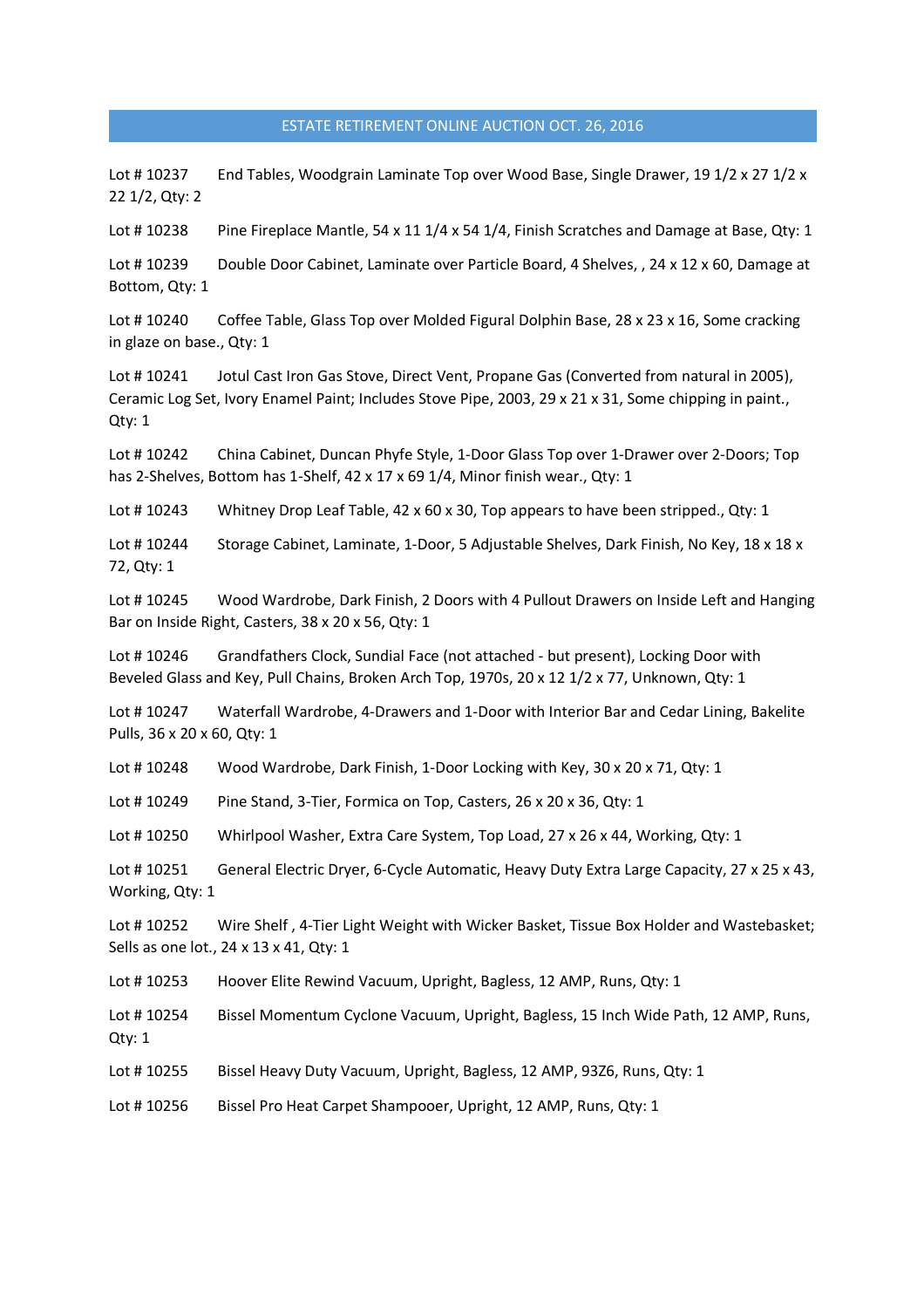## ESTATE RETIREMENT ONLINE AUCTION OCT. 26, 2016

Lot # 10237 End Tables, Woodgrain Laminate Top over Wood Base, Single Drawer, 19 1/2 x 27 1/2 x 22 1/2, Qty: 2

Lot # 10238 Pine Fireplace Mantle, 54 x 11 1/4 x 54 1/4, Finish Scratches and Damage at Base, Qty: 1

Lot # 10239 Double Door Cabinet, Laminate over Particle Board, 4 Shelves, , 24 x 12 x 60, Damage at Bottom, Qty: 1

Lot # 10240 Coffee Table, Glass Top over Molded Figural Dolphin Base, 28 x 23 x 16, Some cracking in glaze on base., Qty: 1

Lot # 10241 Jotul Cast Iron Gas Stove, Direct Vent, Propane Gas (Converted from natural in 2005), Ceramic Log Set, Ivory Enamel Paint; Includes Stove Pipe, 2003, 29 x 21 x 31, Some chipping in paint., Qty: 1

Lot # 10242 China Cabinet, Duncan Phyfe Style, 1-Door Glass Top over 1-Drawer over 2-Doors; Top has 2-Shelves, Bottom has 1-Shelf, 42 x 17 x 69 1/4, Minor finish wear., Qty: 1

Lot # 10243 Whitney Drop Leaf Table, 42 x 60 x 30, Top appears to have been stripped., Qty: 1

Lot # 10244 Storage Cabinet, Laminate, 1-Door, 5 Adjustable Shelves, Dark Finish, No Key, 18 x 18 x 72, Qty: 1

Lot # 10245 Wood Wardrobe, Dark Finish, 2 Doors with 4 Pullout Drawers on Inside Left and Hanging Bar on Inside Right, Casters, 38 x 20 x 56, Qty: 1

Lot # 10246 Grandfathers Clock, Sundial Face (not attached - but present), Locking Door with Beveled Glass and Key, Pull Chains, Broken Arch Top, 1970s, 20 x 12 1/2 x 77, Unknown, Qty: 1

Lot # 10247 Waterfall Wardrobe, 4-Drawers and 1-Door with Interior Bar and Cedar Lining, Bakelite Pulls, 36 x 20 x 60, Qty: 1

Lot # 10248 Wood Wardrobe, Dark Finish, 1-Door Locking with Key, 30 x 20 x 71, Qty: 1

Lot # 10249 Pine Stand, 3-Tier, Formica on Top, Casters, 26 x 20 x 36, Qty: 1

Lot # 10250 Whirlpool Washer, Extra Care System, Top Load, 27 x 26 x 44, Working, Qty: 1

Lot # 10251 General Electric Dryer, 6-Cycle Automatic, Heavy Duty Extra Large Capacity, 27 x 25 x 43, Working, Qty: 1

Lot # 10252 Wire Shelf , 4-Tier Light Weight with Wicker Basket, Tissue Box Holder and Wastebasket; Sells as one lot., 24 x 13 x 41, Qty: 1

Lot # 10253 Hoover Elite Rewind Vacuum, Upright, Bagless, 12 AMP, Runs, Qty: 1

Lot # 10254 Bissel Momentum Cyclone Vacuum, Upright, Bagless, 15 Inch Wide Path, 12 AMP, Runs, Qty: 1

Lot # 10255 Bissel Heavy Duty Vacuum, Upright, Bagless, 12 AMP, 93Z6, Runs, Qty: 1

Lot # 10256 Bissel Pro Heat Carpet Shampooer, Upright, 12 AMP, Runs, Qty: 1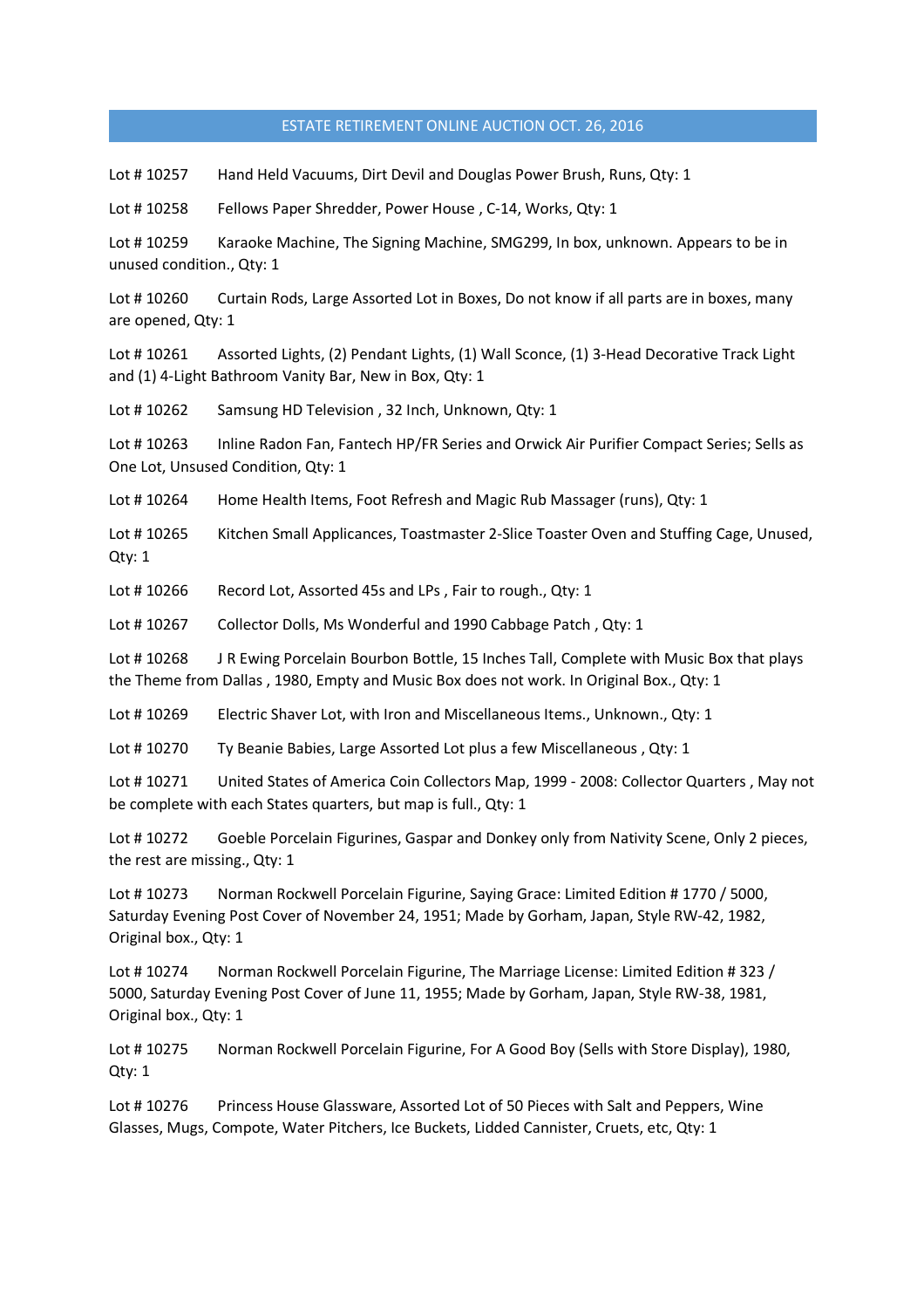## ESTATE RETIREMENT ONLINE AUCTION OCT. 26, 2016

Lot # 10257 Hand Held Vacuums, Dirt Devil and Douglas Power Brush, Runs, Qty: 1

Lot # 10258 Fellows Paper Shredder, Power House , C-14, Works, Qty: 1

Lot # 10259 Karaoke Machine, The Signing Machine, SMG299, In box, unknown. Appears to be in unused condition., Qty: 1

Lot # 10260 Curtain Rods, Large Assorted Lot in Boxes, Do not know if all parts are in boxes, many are opened, Qty: 1

Lot # 10261 Assorted Lights, (2) Pendant Lights, (1) Wall Sconce, (1) 3-Head Decorative Track Light and (1) 4-Light Bathroom Vanity Bar, New in Box, Qty: 1

Lot # 10262 Samsung HD Television , 32 Inch, Unknown, Qty: 1

Lot # 10263 Inline Radon Fan, Fantech HP/FR Series and Orwick Air Purifier Compact Series; Sells as One Lot, Unsused Condition, Qty: 1

Lot # 10264 Home Health Items, Foot Refresh and Magic Rub Massager (runs), Qty: 1

Lot # 10265 Kitchen Small Applicances, Toastmaster 2-Slice Toaster Oven and Stuffing Cage, Unused, Qty: 1

Lot # 10266 Record Lot, Assorted 45s and LPs , Fair to rough., Qty: 1

Lot # 10267 Collector Dolls, Ms Wonderful and 1990 Cabbage Patch , Qty: 1

Lot # 10268 J R Ewing Porcelain Bourbon Bottle, 15 Inches Tall, Complete with Music Box that plays the Theme from Dallas , 1980, Empty and Music Box does not work. In Original Box., Qty: 1

Lot # 10269 Electric Shaver Lot, with Iron and Miscellaneous Items., Unknown., Qty: 1

Lot # 10270 Ty Beanie Babies, Large Assorted Lot plus a few Miscellaneous , Qty: 1

Lot # 10271 United States of America Coin Collectors Map, 1999 - 2008: Collector Quarters , May not be complete with each States quarters, but map is full., Qty: 1

Lot # 10272 Goeble Porcelain Figurines, Gaspar and Donkey only from Nativity Scene, Only 2 pieces, the rest are missing., Qty: 1

Lot # 10273 Norman Rockwell Porcelain Figurine, Saying Grace: Limited Edition # 1770 / 5000, Saturday Evening Post Cover of November 24, 1951; Made by Gorham, Japan, Style RW-42, 1982, Original box., Qty: 1

Lot # 10274 Norman Rockwell Porcelain Figurine, The Marriage License: Limited Edition # 323 / 5000, Saturday Evening Post Cover of June 11, 1955; Made by Gorham, Japan, Style RW-38, 1981, Original box., Qty: 1

Lot # 10275 Norman Rockwell Porcelain Figurine, For A Good Boy (Sells with Store Display), 1980, Qty: 1

Lot # 10276 Princess House Glassware, Assorted Lot of 50 Pieces with Salt and Peppers, Wine Glasses, Mugs, Compote, Water Pitchers, Ice Buckets, Lidded Cannister, Cruets, etc, Qty: 1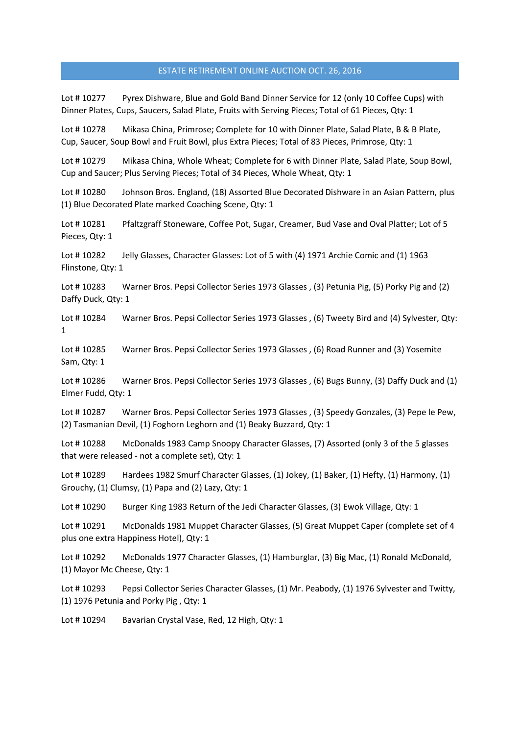## ESTATE RETIREMENT ONLINE AUCTION OCT. 26, 2016

Lot # 10277 Pyrex Dishware, Blue and Gold Band Dinner Service for 12 (only 10 Coffee Cups) with Dinner Plates, Cups, Saucers, Salad Plate, Fruits with Serving Pieces; Total of 61 Pieces, Qty: 1

Lot # 10278 Mikasa China, Primrose; Complete for 10 with Dinner Plate, Salad Plate, B & B Plate, Cup, Saucer, Soup Bowl and Fruit Bowl, plus Extra Pieces; Total of 83 Pieces, Primrose, Qty: 1

Lot # 10279 Mikasa China, Whole Wheat; Complete for 6 with Dinner Plate, Salad Plate, Soup Bowl, Cup and Saucer; Plus Serving Pieces; Total of 34 Pieces, Whole Wheat, Qty: 1

Lot # 10280 Johnson Bros. England, (18) Assorted Blue Decorated Dishware in an Asian Pattern, plus (1) Blue Decorated Plate marked Coaching Scene, Qty: 1

Lot # 10281 Pfaltzgraff Stoneware, Coffee Pot, Sugar, Creamer, Bud Vase and Oval Platter; Lot of 5 Pieces, Qty: 1

Lot # 10282 Jelly Glasses, Character Glasses: Lot of 5 with (4) 1971 Archie Comic and (1) 1963 Flinstone, Qty: 1

Lot # 10283 Warner Bros. Pepsi Collector Series 1973 Glasses , (3) Petunia Pig, (5) Porky Pig and (2) Daffy Duck, Qty: 1

Lot # 10284 Warner Bros. Pepsi Collector Series 1973 Glasses , (6) Tweety Bird and (4) Sylvester, Qty: 1

Lot # 10285 Warner Bros. Pepsi Collector Series 1973 Glasses , (6) Road Runner and (3) Yosemite Sam, Qty: 1

Lot # 10286 Warner Bros. Pepsi Collector Series 1973 Glasses , (6) Bugs Bunny, (3) Daffy Duck and (1) Elmer Fudd, Qty: 1

Lot # 10287 Warner Bros. Pepsi Collector Series 1973 Glasses , (3) Speedy Gonzales, (3) Pepe le Pew, (2) Tasmanian Devil, (1) Foghorn Leghorn and (1) Beaky Buzzard, Qty: 1

Lot # 10288 McDonalds 1983 Camp Snoopy Character Glasses, (7) Assorted (only 3 of the 5 glasses that were released - not a complete set), Qty: 1

Lot # 10289 Hardees 1982 Smurf Character Glasses, (1) Jokey, (1) Baker, (1) Hefty, (1) Harmony, (1) Grouchy, (1) Clumsy, (1) Papa and (2) Lazy, Qty: 1

Lot # 10290 Burger King 1983 Return of the Jedi Character Glasses, (3) Ewok Village, Qty: 1

Lot # 10291 McDonalds 1981 Muppet Character Glasses, (5) Great Muppet Caper (complete set of 4 plus one extra Happiness Hotel), Qty: 1

Lot # 10292 McDonalds 1977 Character Glasses, (1) Hamburglar, (3) Big Mac, (1) Ronald McDonald, (1) Mayor Mc Cheese, Qty: 1

Lot # 10293 Pepsi Collector Series Character Glasses, (1) Mr. Peabody, (1) 1976 Sylvester and Twitty, (1) 1976 Petunia and Porky Pig , Qty: 1

Lot # 10294 Bavarian Crystal Vase, Red, 12 High, Qty: 1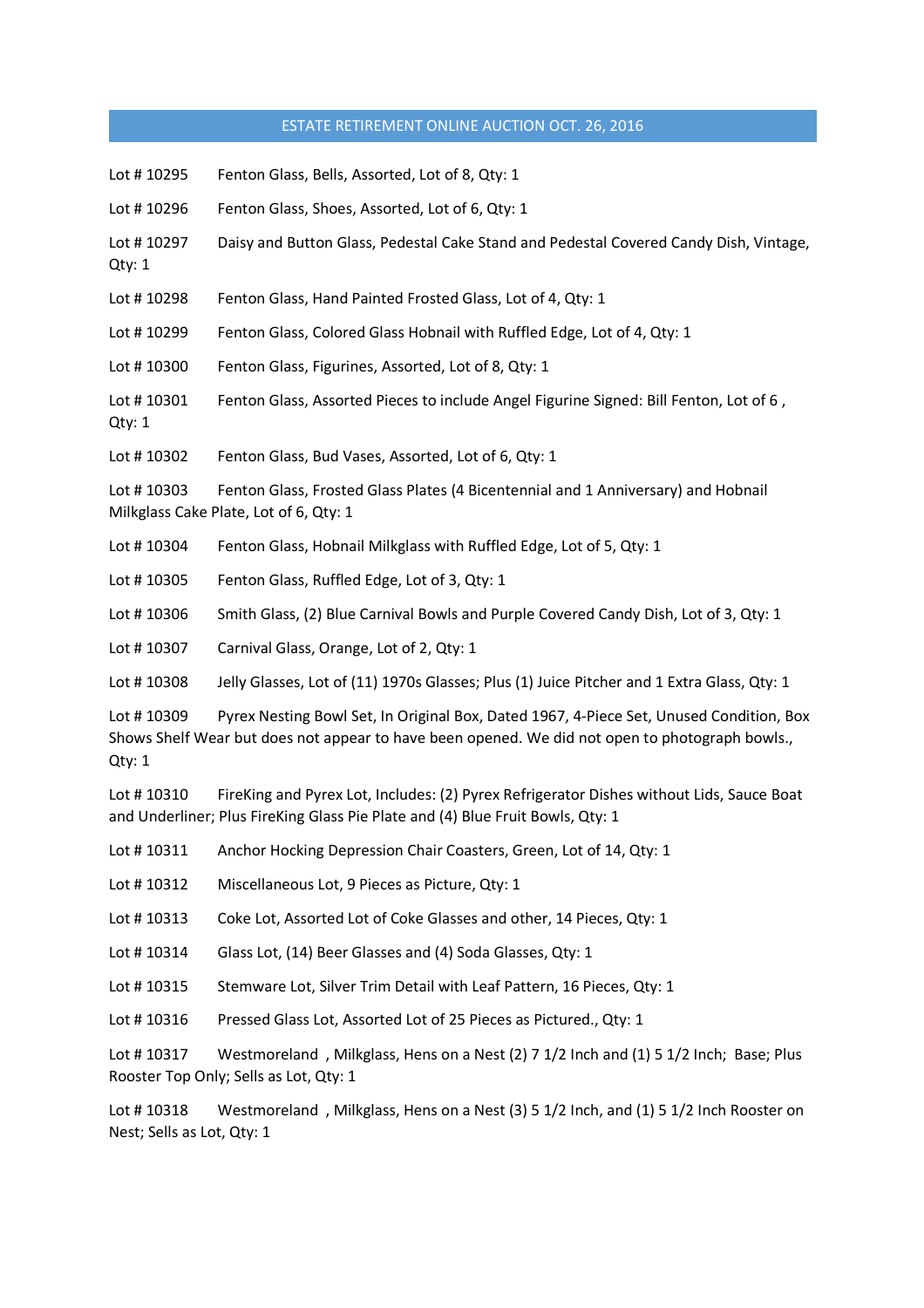## ESTATE RETIREMENT ONLINE AUCTION OCT. 26, 2016

Lot # 10295 Fenton Glass, Bells, Assorted, Lot of 8, Qty: 1

Lot # 10296 Fenton Glass, Shoes, Assorted, Lot of 6, Qty: 1

Lot # 10297 Daisy and Button Glass, Pedestal Cake Stand and Pedestal Covered Candy Dish, Vintage, Qty: 1

Lot # 10298 Fenton Glass, Hand Painted Frosted Glass, Lot of 4, Qty: 1

Lot # 10299 Fenton Glass, Colored Glass Hobnail with Ruffled Edge, Lot of 4, Qty: 1

Lot # 10300 Fenton Glass, Figurines, Assorted, Lot of 8, Qty: 1

Lot # 10301 Fenton Glass, Assorted Pieces to include Angel Figurine Signed: Bill Fenton, Lot of 6 , Qty: 1

Lot # 10302 Fenton Glass, Bud Vases, Assorted, Lot of 6, Qty: 1

Lot # 10303 Fenton Glass, Frosted Glass Plates (4 Bicentennial and 1 Anniversary) and Hobnail Milkglass Cake Plate, Lot of 6, Qty: 1

Lot # 10304 Fenton Glass, Hobnail Milkglass with Ruffled Edge, Lot of 5, Qty: 1

Lot # 10305 Fenton Glass, Ruffled Edge, Lot of 3, Qty: 1

Lot # 10306 Smith Glass, (2) Blue Carnival Bowls and Purple Covered Candy Dish, Lot of 3, Qty: 1

Lot # 10307 Carnival Glass, Orange, Lot of 2, Qty: 1

Lot # 10308 Jelly Glasses, Lot of (11) 1970s Glasses; Plus (1) Juice Pitcher and 1 Extra Glass, Qty: 1

Lot # 10309 Pyrex Nesting Bowl Set, In Original Box, Dated 1967, 4-Piece Set, Unused Condition, Box Shows Shelf Wear but does not appear to have been opened. We did not open to photograph bowls., Qty: 1

Lot # 10310 FireKing and Pyrex Lot, Includes: (2) Pyrex Refrigerator Dishes without Lids, Sauce Boat and Underliner; Plus FireKing Glass Pie Plate and (4) Blue Fruit Bowls, Qty: 1

Lot # 10311 Anchor Hocking Depression Chair Coasters, Green, Lot of 14, Qty: 1

Lot # 10312 Miscellaneous Lot, 9 Pieces as Picture, Qty: 1

Lot # 10313 Coke Lot, Assorted Lot of Coke Glasses and other, 14 Pieces, Qty: 1

Lot # 10314 Glass Lot, (14) Beer Glasses and (4) Soda Glasses, Qty: 1

Lot # 10315 Stemware Lot, Silver Trim Detail with Leaf Pattern, 16 Pieces, Qty: 1

Lot # 10316 Pressed Glass Lot, Assorted Lot of 25 Pieces as Pictured., Qty: 1

Lot # 10317 Westmoreland , Milkglass, Hens on a Nest (2) 7 1/2 Inch and (1) 5 1/2 Inch; Base; Plus Rooster Top Only; Sells as Lot, Qty: 1

Lot # 10318 Westmoreland , Milkglass, Hens on a Nest (3) 5 1/2 Inch, and (1) 5 1/2 Inch Rooster on Nest; Sells as Lot, Qty: 1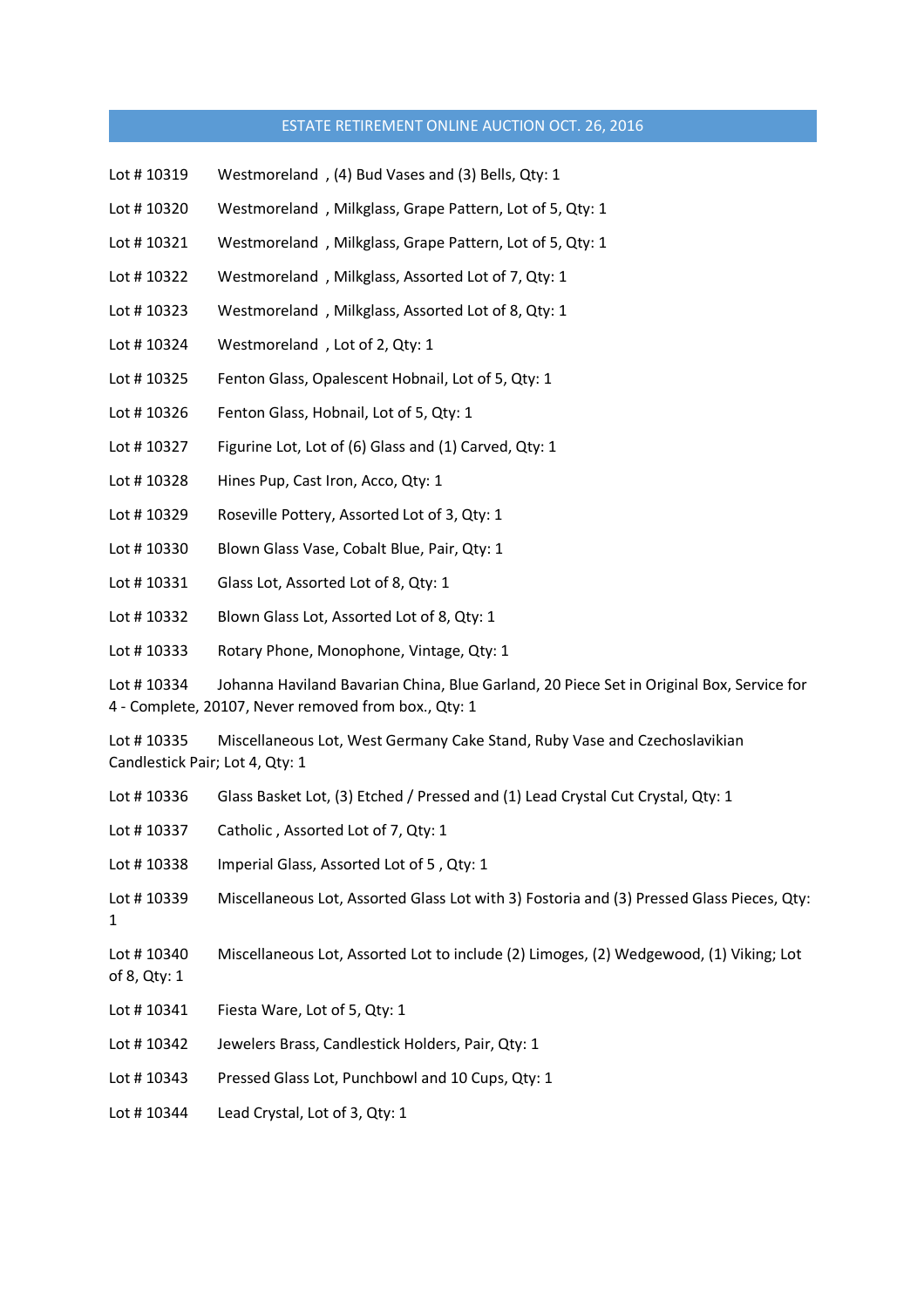# ESTATE RETIREMENT ONLINE AUCTION OCT. 26, 2016

Lot # 10319 Westmoreland , (4) Bud Vases and (3) Bells, Qty: 1

Lot # 10320 Westmoreland , Milkglass, Grape Pattern, Lot of 5, Qty: 1

Lot # 10321 Westmoreland , Milkglass, Grape Pattern, Lot of 5, Qty: 1

Lot # 10322 Westmoreland , Milkglass, Assorted Lot of 7, Qty: 1

Lot # 10323 Westmoreland , Milkglass, Assorted Lot of 8, Qty: 1

Lot # 10324 Westmoreland , Lot of 2, Qty: 1

Lot # 10325 Fenton Glass, Opalescent Hobnail, Lot of 5, Qty: 1

Lot # 10326 Fenton Glass, Hobnail, Lot of 5, Qty: 1

Lot # 10327 Figurine Lot, Lot of (6) Glass and (1) Carved, Qty: 1

Lot # 10328 Hines Pup, Cast Iron, Acco, Qty: 1

Lot # 10329 Roseville Pottery, Assorted Lot of 3, Qty: 1

Lot # 10330 Blown Glass Vase, Cobalt Blue, Pair, Qty: 1

Lot # 10331 Glass Lot, Assorted Lot of 8, Qty: 1

Lot # 10332 Blown Glass Lot, Assorted Lot of 8, Qty: 1

Lot # 10333 Rotary Phone, Monophone, Vintage, Qty: 1

Lot # 10334 Johanna Haviland Bavarian China, Blue Garland, 20 Piece Set in Original Box, Service for 4 - Complete, 20107, Never removed from box., Qty: 1

Lot # 10335 Miscellaneous Lot, West Germany Cake Stand, Ruby Vase and Czechoslavikian Candlestick Pair; Lot 4, Qty: 1

Lot # 10336 Glass Basket Lot, (3) Etched / Pressed and (1) Lead Crystal Cut Crystal, Qty: 1

Lot # 10337 Catholic , Assorted Lot of 7, Qty: 1

Lot # 10338 Imperial Glass, Assorted Lot of 5 , Qty: 1

Lot # 10339 Miscellaneous Lot, Assorted Glass Lot with 3) Fostoria and (3) Pressed Glass Pieces, Qty: 1

Lot # 10340 Miscellaneous Lot, Assorted Lot to include (2) Limoges, (2) Wedgewood, (1) Viking; Lot of 8, Qty: 1

Lot # 10341 Fiesta Ware, Lot of 5, Qty: 1

Lot # 10342 Jewelers Brass, Candlestick Holders, Pair, Qty: 1

Lot # 10343 Pressed Glass Lot, Punchbowl and 10 Cups, Qty: 1

Lot # 10344 Lead Crystal, Lot of 3, Qty: 1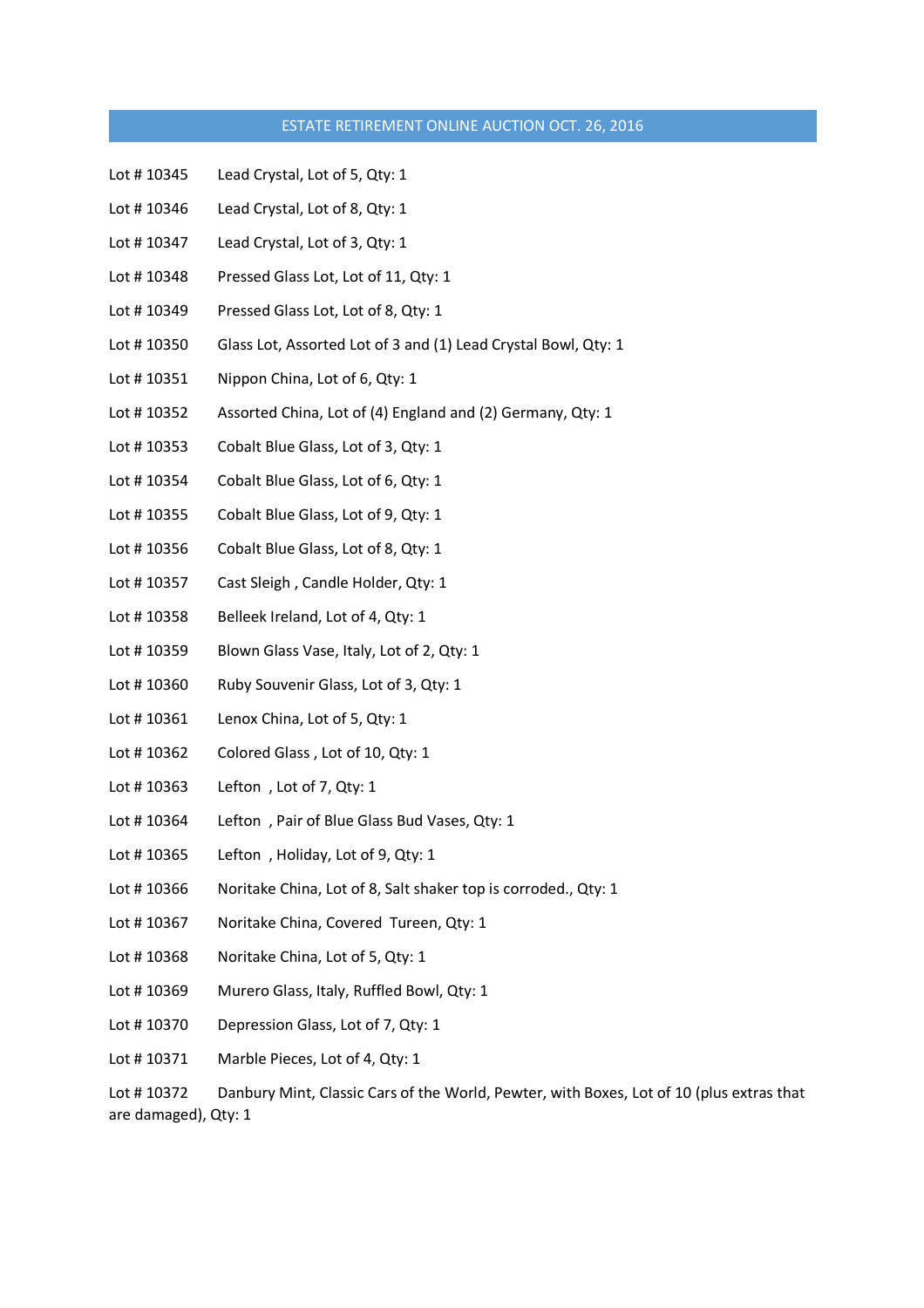## ESTATE RETIREMENT ONLINE AUCTION OCT. 26, 2016

Lot # 10345 Lead Crystal, Lot of 5, Qty: 1

Lot # 10346 Lead Crystal, Lot of 8, Qty: 1

Lot # 10347 Lead Crystal, Lot of 3, Qty: 1

Lot # 10348 Pressed Glass Lot, Lot of 11, Qty: 1

Lot # 10349 Pressed Glass Lot, Lot of 8, Qty: 1

Lot # 10350 Glass Lot, Assorted Lot of 3 and (1) Lead Crystal Bowl, Qty: 1

Lot # 10351 Nippon China, Lot of 6, Qty: 1

Lot # 10352 Assorted China, Lot of (4) England and (2) Germany, Qty: 1

Lot # 10353 Cobalt Blue Glass, Lot of 3, Qty: 1

Lot # 10354 Cobalt Blue Glass, Lot of 6, Qty: 1

Lot # 10355 Cobalt Blue Glass, Lot of 9, Qty: 1

Lot # 10356 Cobalt Blue Glass, Lot of 8, Qty: 1

Lot # 10357 Cast Sleigh , Candle Holder, Qty: 1

Lot # 10358 Belleek Ireland, Lot of 4, Qty: 1

Lot # 10359 Blown Glass Vase, Italy, Lot of 2, Qty: 1

Lot # 10360 Ruby Souvenir Glass, Lot of 3, Qty: 1

Lot # 10361 Lenox China, Lot of 5, Qty: 1

Lot # 10362 Colored Glass , Lot of 10, Qty: 1

Lot # 10363 Lefton , Lot of 7, Qty: 1

Lot # 10364 Lefton , Pair of Blue Glass Bud Vases, Qty: 1

Lot # 10365 Lefton , Holiday, Lot of 9, Qty: 1

Lot # 10366 Noritake China, Lot of 8, Salt shaker top is corroded., Qty: 1

Lot # 10367 Noritake China, Covered Tureen, Qty: 1

Lot # 10368 Noritake China, Lot of 5, Qty: 1

Lot # 10369 Murero Glass, Italy, Ruffled Bowl, Qty: 1

Lot # 10370 Depression Glass, Lot of 7, Qty: 1

Lot # 10371 Marble Pieces, Lot of 4, Qty: 1

Lot # 10372 Danbury Mint, Classic Cars of the World, Pewter, with Boxes, Lot of 10 (plus extras that are damaged), Qty: 1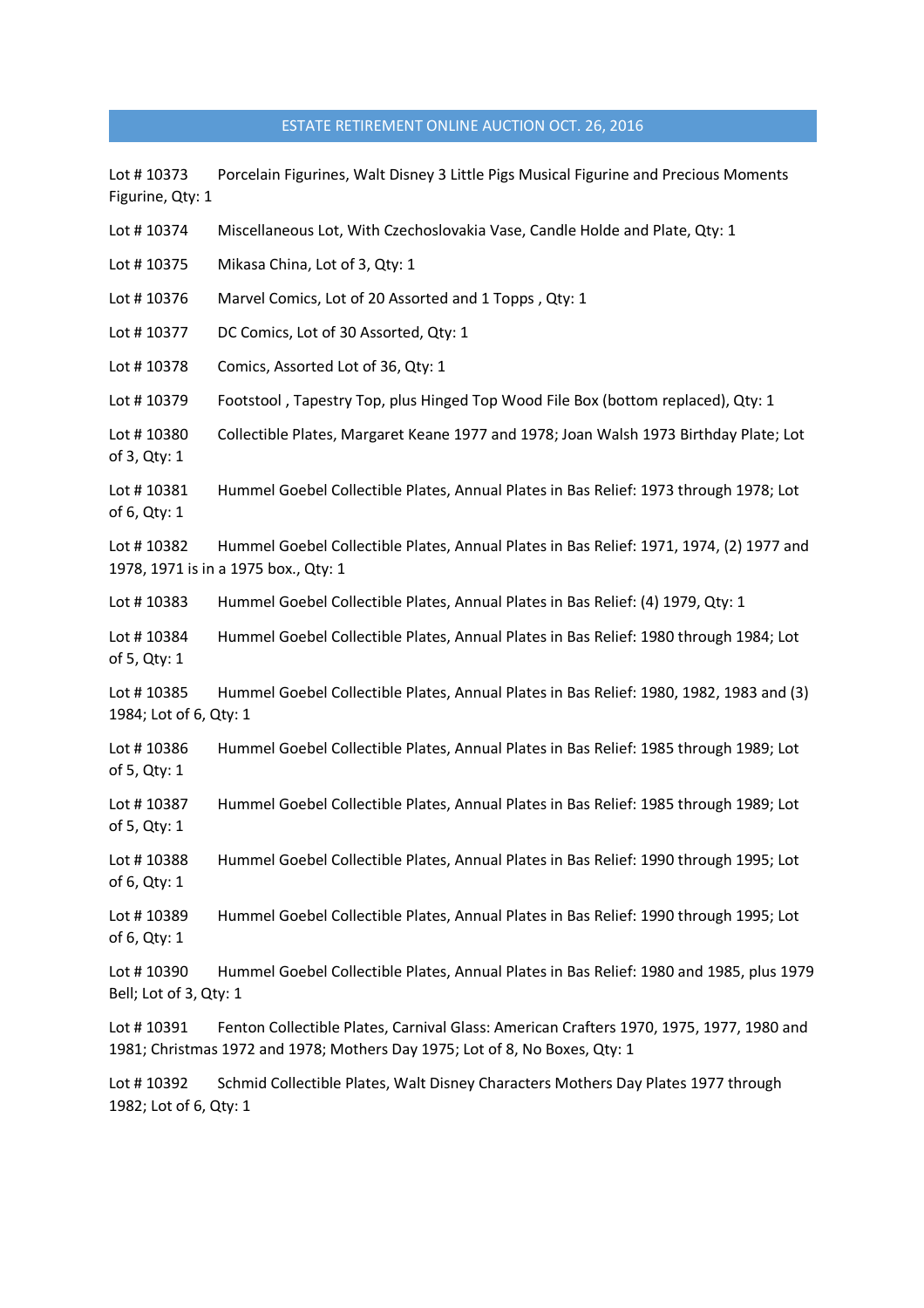# ESTATE RETIREMENT ONLINE AUCTION OCT. 26, 2016

Lot # 10373 Porcelain Figurines, Walt Disney 3 Little Pigs Musical Figurine and Precious Moments Figurine, Qty: 1

Lot # 10374 Miscellaneous Lot, With Czechoslovakia Vase, Candle Holde and Plate, Qty: 1

Lot # 10375 Mikasa China, Lot of 3, Qty: 1

Lot # 10376 Marvel Comics, Lot of 20 Assorted and 1 Topps , Qty: 1

Lot # 10377 DC Comics, Lot of 30 Assorted, Qty: 1

Lot # 10378 Comics, Assorted Lot of 36, Qty: 1

Lot # 10379 Footstool , Tapestry Top, plus Hinged Top Wood File Box (bottom replaced), Qty: 1

Lot # 10380 Collectible Plates, Margaret Keane 1977 and 1978; Joan Walsh 1973 Birthday Plate; Lot of 3, Qty: 1

Lot # 10381 Hummel Goebel Collectible Plates, Annual Plates in Bas Relief: 1973 through 1978; Lot of 6, Qty: 1

Lot # 10382 Hummel Goebel Collectible Plates, Annual Plates in Bas Relief: 1971, 1974, (2) 1977 and 1978, 1971 is in a 1975 box., Qty: 1

Lot # 10383 Hummel Goebel Collectible Plates, Annual Plates in Bas Relief: (4) 1979, Qty: 1

Lot # 10384 Hummel Goebel Collectible Plates, Annual Plates in Bas Relief: 1980 through 1984; Lot of 5, Qty: 1

Lot # 10385 Hummel Goebel Collectible Plates, Annual Plates in Bas Relief: 1980, 1982, 1983 and (3) 1984; Lot of 6, Qty: 1

Lot # 10386 Hummel Goebel Collectible Plates, Annual Plates in Bas Relief: 1985 through 1989; Lot of 5, Qty: 1

Lot # 10387 Hummel Goebel Collectible Plates, Annual Plates in Bas Relief: 1985 through 1989; Lot of 5, Qty: 1

Lot # 10388 Hummel Goebel Collectible Plates, Annual Plates in Bas Relief: 1990 through 1995; Lot of 6, Qty: 1

Lot # 10389 Hummel Goebel Collectible Plates, Annual Plates in Bas Relief: 1990 through 1995; Lot of 6, Qty: 1

Lot # 10390 Hummel Goebel Collectible Plates, Annual Plates in Bas Relief: 1980 and 1985, plus 1979 Bell; Lot of 3, Qty: 1

Lot # 10391 Fenton Collectible Plates, Carnival Glass: American Crafters 1970, 1975, 1977, 1980 and 1981; Christmas 1972 and 1978; Mothers Day 1975; Lot of 8, No Boxes, Qty: 1

Lot # 10392 Schmid Collectible Plates, Walt Disney Characters Mothers Day Plates 1977 through 1982; Lot of 6, Qty: 1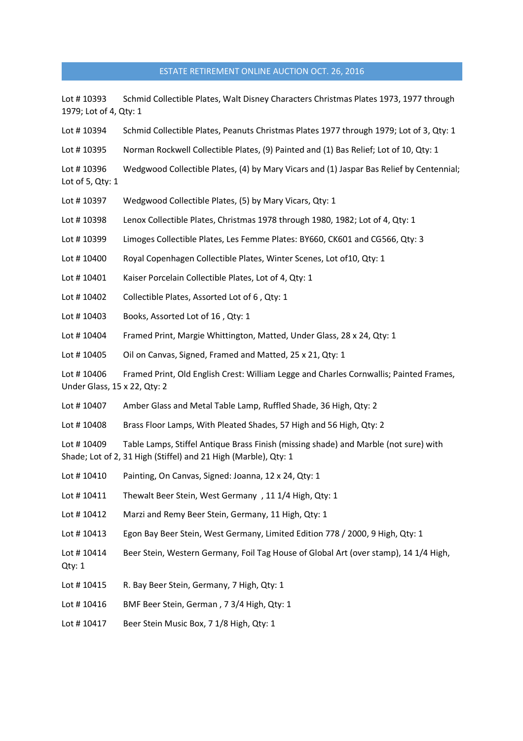## ESTATE RETIREMENT ONLINE AUCTION OCT. 26, 2016

Lot # 10393 Schmid Collectible Plates, Walt Disney Characters Christmas Plates 1973, 1977 through 1979; Lot of 4, Qty: 1

Lot # 10394 Schmid Collectible Plates, Peanuts Christmas Plates 1977 through 1979; Lot of 3, Qty: 1

Lot # 10395 Norman Rockwell Collectible Plates, (9) Painted and (1) Bas Relief; Lot of 10, Qty: 1

Lot # 10396 Wedgwood Collectible Plates, (4) by Mary Vicars and (1) Jaspar Bas Relief by Centennial; Lot of 5, Qty: 1

Lot # 10397 Wedgwood Collectible Plates, (5) by Mary Vicars, Qty: 1

Lot # 10398 Lenox Collectible Plates, Christmas 1978 through 1980, 1982; Lot of 4, Qty: 1

Lot # 10399 Limoges Collectible Plates, Les Femme Plates: BY660, CK601 and CG566, Qty: 3

Lot # 10400 Royal Copenhagen Collectible Plates, Winter Scenes, Lot of10, Qty: 1

Lot # 10401 Kaiser Porcelain Collectible Plates, Lot of 4, Qty: 1

Lot # 10402 Collectible Plates, Assorted Lot of 6 , Qty: 1

Lot # 10403 Books, Assorted Lot of 16 , Qty: 1

Lot # 10404 Framed Print, Margie Whittington, Matted, Under Glass, 28 x 24, Qty: 1

Lot # 10405 Oil on Canvas, Signed, Framed and Matted, 25 x 21, Qty: 1

Lot # 10406 Framed Print, Old English Crest: William Legge and Charles Cornwallis; Painted Frames, Under Glass, 15 x 22, Qty: 2

Lot # 10407 Amber Glass and Metal Table Lamp, Ruffled Shade, 36 High, Qty: 2

Lot # 10408 Brass Floor Lamps, With Pleated Shades, 57 High and 56 High, Qty: 2

Lot # 10409 Table Lamps, Stiffel Antique Brass Finish (missing shade) and Marble (not sure) with Shade; Lot of 2, 31 High (Stiffel) and 21 High (Marble), Qty: 1

Lot # 10410 Painting, On Canvas, Signed: Joanna, 12 x 24, Qty: 1

Lot # 10411 Thewalt Beer Stein, West Germany , 11 1/4 High, Qty: 1

Lot # 10412 Marzi and Remy Beer Stein, Germany, 11 High, Qty: 1

Lot # 10413 Egon Bay Beer Stein, West Germany, Limited Edition 778 / 2000, 9 High, Qty: 1

Lot # 10414 Beer Stein, Western Germany, Foil Tag House of Global Art (over stamp), 14 1/4 High, Qty: 1

Lot # 10415 R. Bay Beer Stein, Germany, 7 High, Qty: 1

Lot # 10416 BMF Beer Stein, German , 7 3/4 High, Qty: 1

Lot # 10417 Beer Stein Music Box, 7 1/8 High, Qty: 1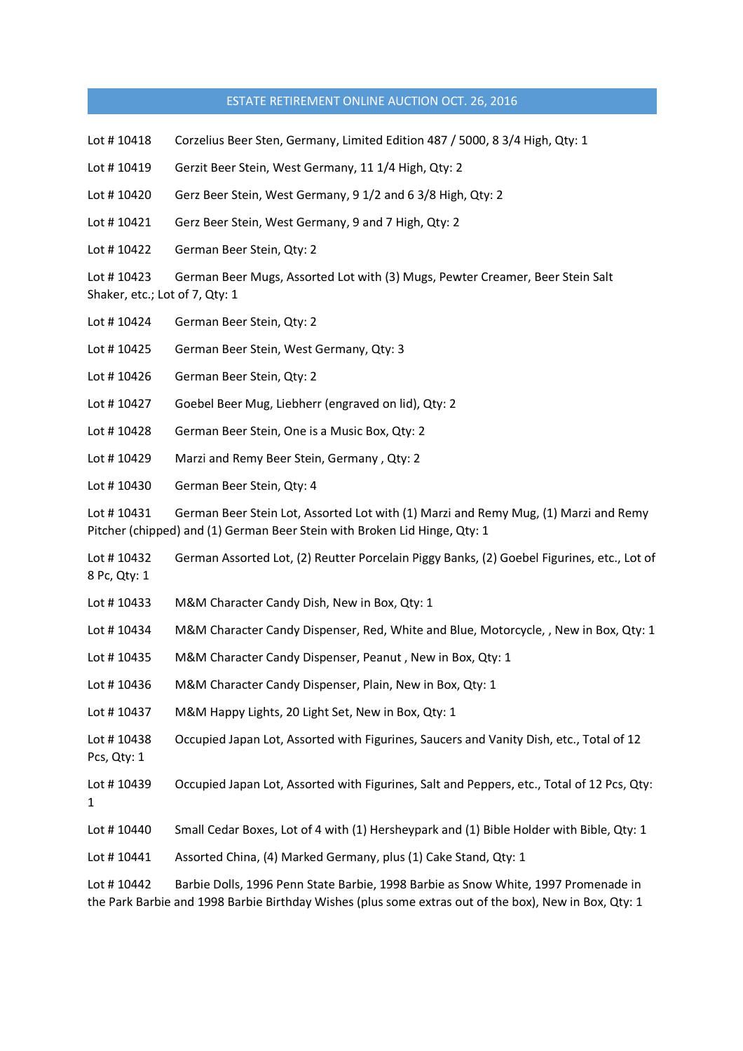# ESTATE RETIREMENT ONLINE AUCTION OCT. 26, 2016

Lot # 10418 Corzelius Beer Sten, Germany, Limited Edition 487 / 5000, 8 3/4 High, Qty: 1

Lot # 10419 Gerzit Beer Stein, West Germany, 11 1/4 High, Qty: 2

Lot # 10420 Gerz Beer Stein, West Germany, 9 1/2 and 6 3/8 High, Qty: 2

Lot # 10421 Gerz Beer Stein, West Germany, 9 and 7 High, Qty: 2

Lot # 10422 German Beer Stein, Qty: 2

Lot # 10423 German Beer Mugs, Assorted Lot with (3) Mugs, Pewter Creamer, Beer Stein Salt Shaker, etc.; Lot of 7, Qty: 1

Lot # 10424 German Beer Stein, Qty: 2

Lot # 10425 German Beer Stein, West Germany, Qty: 3

Lot # 10426 German Beer Stein, Qty: 2

Lot # 10427 Goebel Beer Mug, Liebherr (engraved on lid), Qty: 2

Lot # 10428 German Beer Stein, One is a Music Box, Qty: 2

Lot # 10429 Marzi and Remy Beer Stein, Germany , Qty: 2

Lot # 10430 German Beer Stein, Qty: 4

Lot # 10431 German Beer Stein Lot, Assorted Lot with (1) Marzi and Remy Mug, (1) Marzi and Remy Pitcher (chipped) and (1) German Beer Stein with Broken Lid Hinge, Qty: 1

Lot # 10432 German Assorted Lot, (2) Reutter Porcelain Piggy Banks, (2) Goebel Figurines, etc., Lot of 8 Pc, Qty: 1

Lot # 10433 M&M Character Candy Dish, New in Box, Qty: 1

Lot # 10434 M&M Character Candy Dispenser, Red, White and Blue, Motorcycle, , New in Box, Qty: 1

Lot # 10435 M&M Character Candy Dispenser, Peanut , New in Box, Qty: 1

Lot # 10436 M&M Character Candy Dispenser, Plain, New in Box, Qty: 1

Lot # 10437 M&M Happy Lights, 20 Light Set, New in Box, Qty: 1

Lot # 10438 Occupied Japan Lot, Assorted with Figurines, Saucers and Vanity Dish, etc., Total of 12 Pcs, Qty: 1

Lot # 10439 Occupied Japan Lot, Assorted with Figurines, Salt and Peppers, etc., Total of 12 Pcs, Qty: 1

Lot # 10440 Small Cedar Boxes, Lot of 4 with (1) Hersheypark and (1) Bible Holder with Bible, Qty: 1

Lot # 10441 Assorted China, (4) Marked Germany, plus (1) Cake Stand, Qty: 1

Lot # 10442 Barbie Dolls, 1996 Penn State Barbie, 1998 Barbie as Snow White, 1997 Promenade in the Park Barbie and 1998 Barbie Birthday Wishes (plus some extras out of the box), New in Box, Qty: 1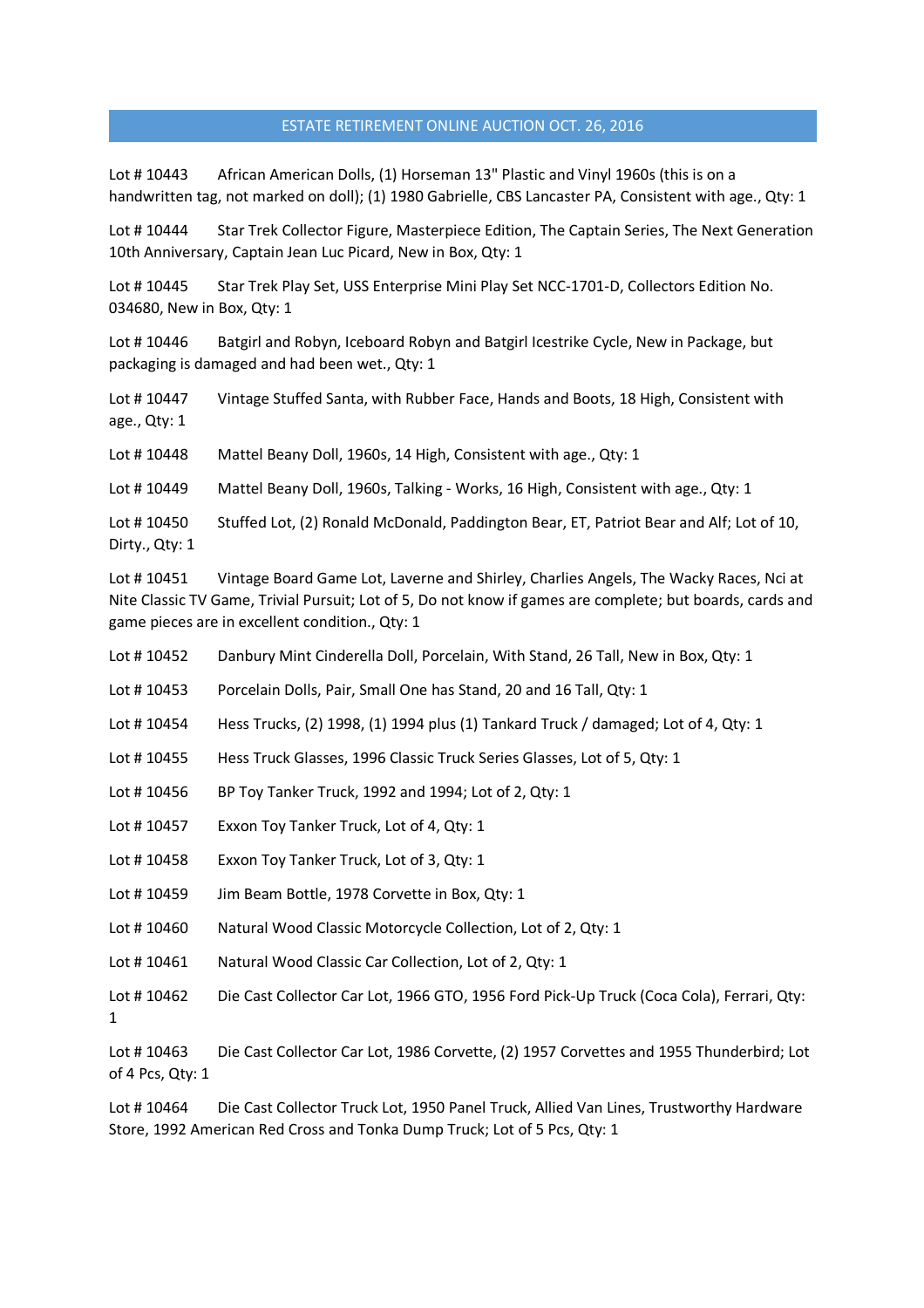ESTATE RETIREMENT ONLINE AUCTION OCT. 26, 2016

Lot # 10443 African American Dolls, (1) Horseman 13" Plastic and Vinyl 1960s (this is on a handwritten tag, not marked on doll); (1) 1980 Gabrielle, CBS Lancaster PA, Consistent with age., Qty: 1

Lot # 10444 Star Trek Collector Figure, Masterpiece Edition, The Captain Series, The Next Generation 10th Anniversary, Captain Jean Luc Picard, New in Box, Qty: 1

Lot # 10445 Star Trek Play Set, USS Enterprise Mini Play Set NCC-1701-D, Collectors Edition No. 034680, New in Box, Qty: 1

Lot # 10446 Batgirl and Robyn, Iceboard Robyn and Batgirl Icestrike Cycle, New in Package, but packaging is damaged and had been wet., Qty: 1

Lot # 10447 Vintage Stuffed Santa, with Rubber Face, Hands and Boots, 18 High, Consistent with age., Qty: 1

Lot # 10448 Mattel Beany Doll, 1960s, 14 High, Consistent with age., Qty: 1

Lot # 10449 Mattel Beany Doll, 1960s, Talking - Works, 16 High, Consistent with age., Qty: 1

Lot # 10450 Stuffed Lot, (2) Ronald McDonald, Paddington Bear, ET, Patriot Bear and Alf; Lot of 10, Dirty., Qty: 1

Lot # 10451 Vintage Board Game Lot, Laverne and Shirley, Charlies Angels, The Wacky Races, Nci at Nite Classic TV Game, Trivial Pursuit; Lot of 5, Do not know if games are complete; but boards, cards and game pieces are in excellent condition., Qty: 1

Lot # 10452 Danbury Mint Cinderella Doll, Porcelain, With Stand, 26 Tall, New in Box, Qty: 1

Lot # 10453 Porcelain Dolls, Pair, Small One has Stand, 20 and 16 Tall, Qty: 1

Lot # 10454 Hess Trucks, (2) 1998, (1) 1994 plus (1) Tankard Truck / damaged; Lot of 4, Qty: 1

Lot # 10455 Hess Truck Glasses, 1996 Classic Truck Series Glasses, Lot of 5, Qty: 1

Lot # 10456 BP Toy Tanker Truck, 1992 and 1994; Lot of 2, Qty: 1

Lot # 10457 Exxon Toy Tanker Truck, Lot of 4, Qty: 1

Lot # 10458 Exxon Toy Tanker Truck, Lot of 3, Qty: 1

Lot # 10459 Jim Beam Bottle, 1978 Corvette in Box, Qty: 1

Lot # 10460 Natural Wood Classic Motorcycle Collection, Lot of 2, Qty: 1

Lot # 10461 Natural Wood Classic Car Collection, Lot of 2, Qty: 1

Lot # 10462 Die Cast Collector Car Lot, 1966 GTO, 1956 Ford Pick-Up Truck (Coca Cola), Ferrari, Qty: 1

Lot # 10463 Die Cast Collector Car Lot, 1986 Corvette, (2) 1957 Corvettes and 1955 Thunderbird; Lot of 4 Pcs, Qty: 1

Lot # 10464 Die Cast Collector Truck Lot, 1950 Panel Truck, Allied Van Lines, Trustworthy Hardware Store, 1992 American Red Cross and Tonka Dump Truck; Lot of 5 Pcs, Qty: 1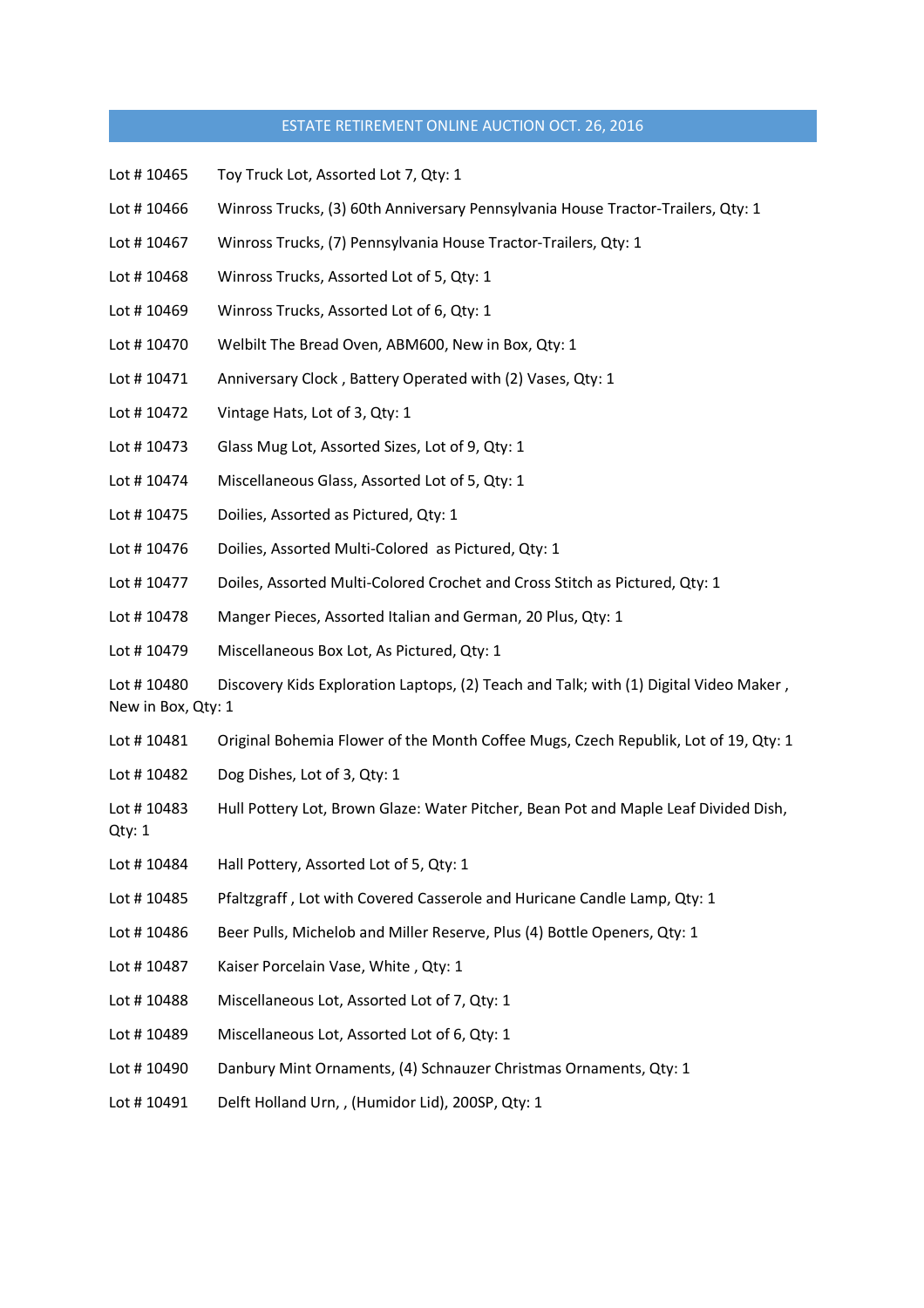# ESTATE RETIREMENT ONLINE AUCTION OCT. 26, 2016

Lot # 10465 Toy Truck Lot, Assorted Lot 7, Qty: 1

Lot # 10466 Winross Trucks, (3) 60th Anniversary Pennsylvania House Tractor-Trailers, Qty: 1

Lot # 10467 Winross Trucks, (7) Pennsylvania House Tractor-Trailers, Qty: 1

Lot # 10468 Winross Trucks, Assorted Lot of 5, Qty: 1

Lot # 10469 Winross Trucks, Assorted Lot of 6, Qty: 1

Lot # 10470 Welbilt The Bread Oven, ABM600, New in Box, Qty: 1

Lot # 10471 Anniversary Clock , Battery Operated with (2) Vases, Qty: 1

Lot # 10472 Vintage Hats, Lot of 3, Qty: 1

Lot # 10473 Glass Mug Lot, Assorted Sizes, Lot of 9, Qty: 1

Lot # 10474 Miscellaneous Glass, Assorted Lot of 5, Qty: 1

Lot # 10475 Doilies, Assorted as Pictured, Qty: 1

Lot # 10476 Doilies, Assorted Multi-Colored as Pictured, Qty: 1

Lot # 10477 Doiles, Assorted Multi-Colored Crochet and Cross Stitch as Pictured, Qty: 1

Lot # 10478 Manger Pieces, Assorted Italian and German, 20 Plus, Qty: 1

Lot # 10479 Miscellaneous Box Lot, As Pictured, Qty: 1

Lot # 10480 Discovery Kids Exploration Laptops, (2) Teach and Talk; with (1) Digital Video Maker , New in Box, Qty: 1

Lot # 10481 Original Bohemia Flower of the Month Coffee Mugs, Czech Republik, Lot of 19, Qty: 1

Lot # 10482 Dog Dishes, Lot of 3, Qty: 1

Lot # 10483 Hull Pottery Lot, Brown Glaze: Water Pitcher, Bean Pot and Maple Leaf Divided Dish, Qty: 1

Lot # 10484 Hall Pottery, Assorted Lot of 5, Qty: 1

Lot # 10485 Pfaltzgraff , Lot with Covered Casserole and Huricane Candle Lamp, Qty: 1

Lot # 10486 Beer Pulls, Michelob and Miller Reserve, Plus (4) Bottle Openers, Qty: 1

Lot # 10487 Kaiser Porcelain Vase, White , Qty: 1

Lot # 10488 Miscellaneous Lot, Assorted Lot of 7, Qty: 1

Lot # 10489 Miscellaneous Lot, Assorted Lot of 6, Qty: 1

Lot # 10490 Danbury Mint Ornaments, (4) Schnauzer Christmas Ornaments, Qty: 1

Lot # 10491 Delft Holland Urn, , (Humidor Lid), 200SP, Qty: 1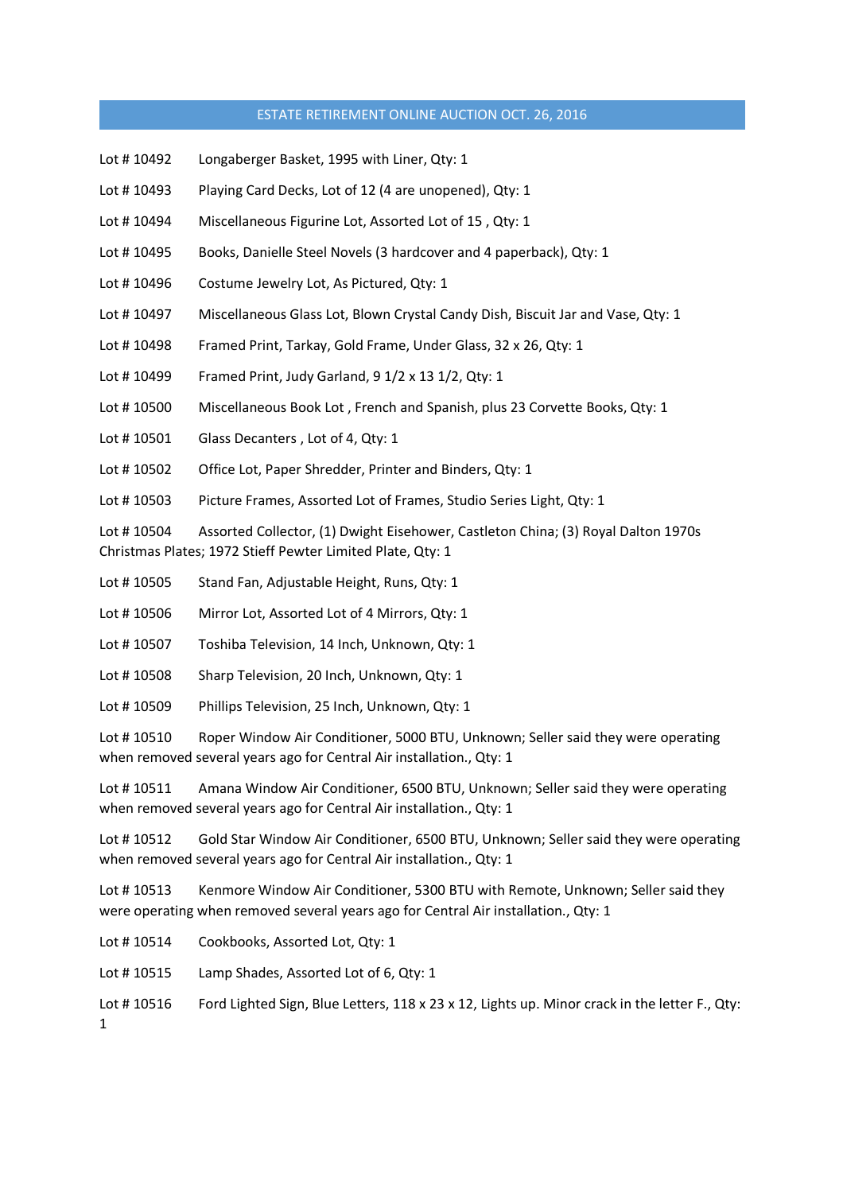## ESTATE RETIREMENT ONLINE AUCTION OCT. 26, 2016

Lot # 10492 Longaberger Basket, 1995 with Liner, Qty: 1

Lot # 10493 Playing Card Decks, Lot of 12 (4 are unopened), Qty: 1

Lot # 10494 Miscellaneous Figurine Lot, Assorted Lot of 15 , Qty: 1

Lot # 10495 Books, Danielle Steel Novels (3 hardcover and 4 paperback), Qty: 1

Lot # 10496 Costume Jewelry Lot, As Pictured, Qty: 1

Lot # 10497 Miscellaneous Glass Lot, Blown Crystal Candy Dish, Biscuit Jar and Vase, Qty: 1

Lot # 10498 Framed Print, Tarkay, Gold Frame, Under Glass, 32 x 26, Qty: 1

Lot # 10499 Framed Print, Judy Garland, 9 1/2 x 13 1/2, Qty: 1

Lot # 10500 Miscellaneous Book Lot , French and Spanish, plus 23 Corvette Books, Qty: 1

Lot # 10501 Glass Decanters , Lot of 4, Qty: 1

Lot # 10502 Office Lot, Paper Shredder, Printer and Binders, Qty: 1

Lot # 10503 Picture Frames, Assorted Lot of Frames, Studio Series Light, Qty: 1

Lot # 10504 Assorted Collector, (1) Dwight Eisehower, Castleton China; (3) Royal Dalton 1970s Christmas Plates; 1972 Stieff Pewter Limited Plate, Qty: 1

Lot # 10505 Stand Fan, Adjustable Height, Runs, Qty: 1

Lot # 10506 Mirror Lot, Assorted Lot of 4 Mirrors, Qty: 1

Lot # 10507 Toshiba Television, 14 Inch, Unknown, Qty: 1

Lot # 10508 Sharp Television, 20 Inch, Unknown, Qty: 1

Lot # 10509 Phillips Television, 25 Inch, Unknown, Qty: 1

Lot # 10510 Roper Window Air Conditioner, 5000 BTU, Unknown; Seller said they were operating when removed several years ago for Central Air installation., Qty: 1

Lot # 10511 Amana Window Air Conditioner, 6500 BTU, Unknown; Seller said they were operating when removed several years ago for Central Air installation., Qty: 1

Lot # 10512 Gold Star Window Air Conditioner, 6500 BTU, Unknown; Seller said they were operating when removed several years ago for Central Air installation., Qty: 1

Lot # 10513 Kenmore Window Air Conditioner, 5300 BTU with Remote, Unknown; Seller said they were operating when removed several years ago for Central Air installation., Qty: 1

Lot # 10514 Cookbooks, Assorted Lot, Qty: 1

Lot # 10515 Lamp Shades, Assorted Lot of 6, Qty: 1

Lot # 10516 Ford Lighted Sign, Blue Letters, 118 x 23 x 12, Lights up. Minor crack in the letter F., Qty: 1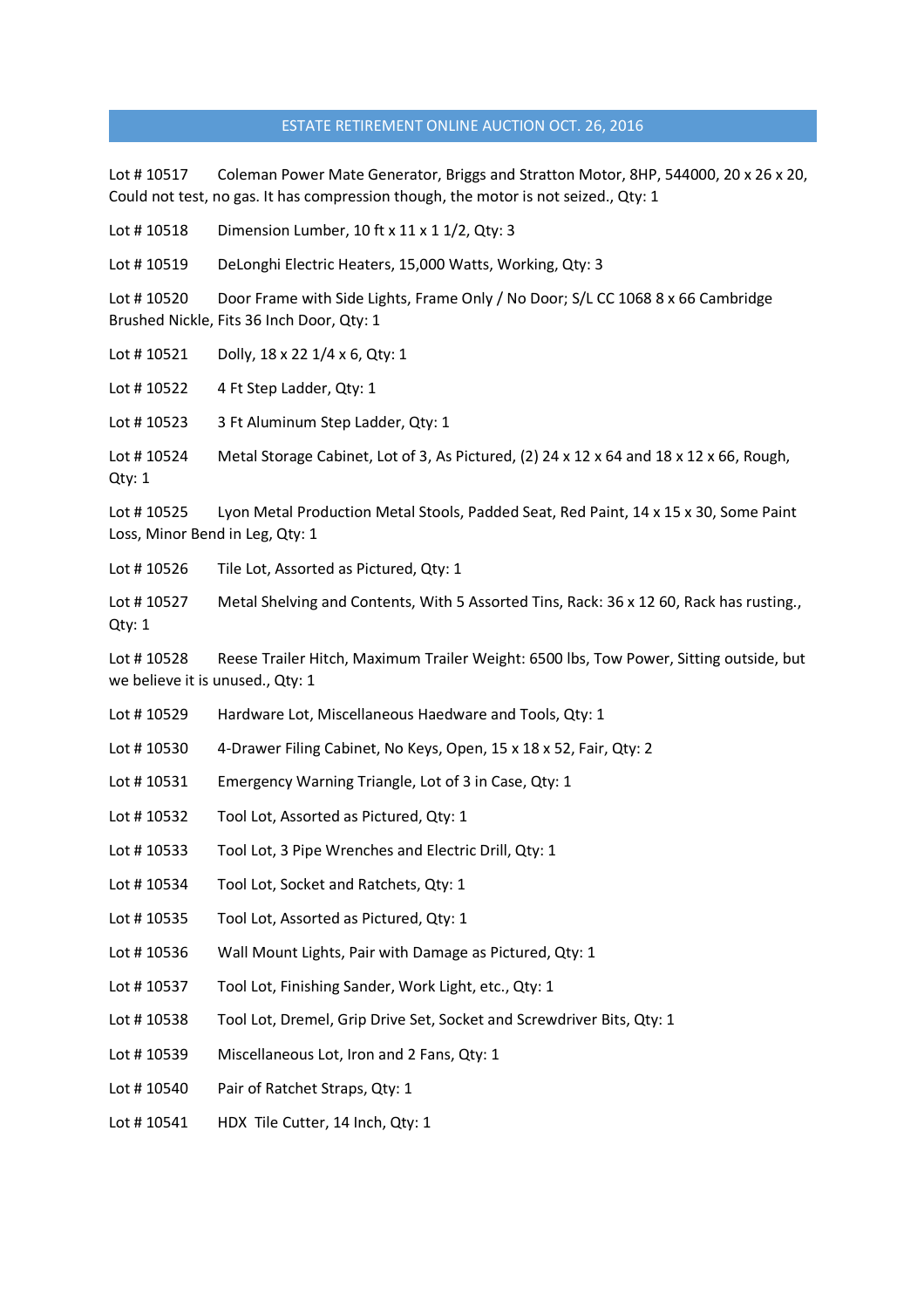# ESTATE RETIREMENT ONLINE AUCTION OCT. 26, 2016

Lot # 10517 Coleman Power Mate Generator, Briggs and Stratton Motor, 8HP, 544000, 20 x 26 x 20, Could not test, no gas. It has compression though, the motor is not seized., Qty: 1

Lot # 10518 Dimension Lumber, 10 ft x 11 x 1 1/2, Qty: 3

Lot # 10519 DeLonghi Electric Heaters, 15,000 Watts, Working, Qty: 3

Lot # 10520 Door Frame with Side Lights, Frame Only / No Door; S/L CC 1068 8 x 66 Cambridge Brushed Nickle, Fits 36 Inch Door, Qty: 1

Lot # 10521 Dolly, 18 x 22 1/4 x 6, Qty: 1

Lot # 10522 4 Ft Step Ladder, Qty: 1

Lot # 10523 3 Ft Aluminum Step Ladder, Qty: 1

Lot # 10524 Metal Storage Cabinet, Lot of 3, As Pictured, (2) 24 x 12 x 64 and 18 x 12 x 66, Rough, Qty: 1

Lot # 10525 Lyon Metal Production Metal Stools, Padded Seat, Red Paint, 14 x 15 x 30, Some Paint Loss, Minor Bend in Leg, Qty: 1

Lot # 10526 Tile Lot, Assorted as Pictured, Qty: 1

Lot # 10527 Metal Shelving and Contents, With 5 Assorted Tins, Rack: 36 x 12 60, Rack has rusting., Qty: 1

Lot # 10528 Reese Trailer Hitch, Maximum Trailer Weight: 6500 lbs, Tow Power, Sitting outside, but we believe it is unused., Qty: 1

Lot # 10529 Hardware Lot, Miscellaneous Haedware and Tools, Qty: 1

Lot # 10530 4-Drawer Filing Cabinet, No Keys, Open, 15 x 18 x 52, Fair, Qty: 2

Lot # 10531 Emergency Warning Triangle, Lot of 3 in Case, Qty: 1

Lot # 10532 Tool Lot, Assorted as Pictured, Qty: 1

Lot # 10533 Tool Lot, 3 Pipe Wrenches and Electric Drill, Qty: 1

Lot # 10534 Tool Lot, Socket and Ratchets, Qty: 1

Lot # 10535 Tool Lot, Assorted as Pictured, Qty: 1

Lot # 10536 Wall Mount Lights, Pair with Damage as Pictured, Qty: 1

Lot # 10537 Tool Lot, Finishing Sander, Work Light, etc., Qty: 1

Lot # 10538 Tool Lot, Dremel, Grip Drive Set, Socket and Screwdriver Bits, Qty: 1

Lot # 10539 Miscellaneous Lot, Iron and 2 Fans, Qty: 1

Lot # 10540 Pair of Ratchet Straps, Qty: 1

Lot # 10541 HDX Tile Cutter, 14 Inch, Qty: 1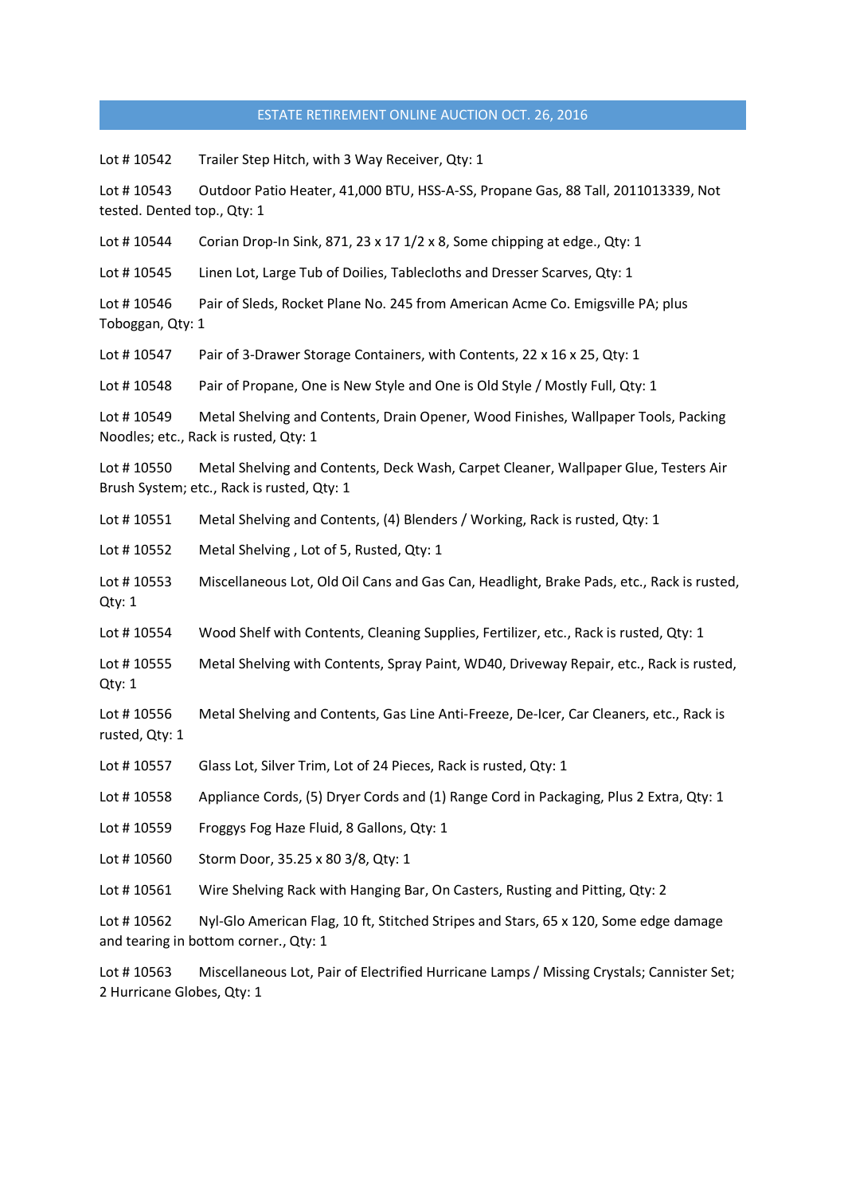## ESTATE RETIREMENT ONLINE AUCTION OCT. 26, 2016

Lot # 10542 Trailer Step Hitch, with 3 Way Receiver, Qty: 1

Lot # 10543 Outdoor Patio Heater, 41,000 BTU, HSS-A-SS, Propane Gas, 88 Tall, 2011013339, Not tested. Dented top., Qty: 1

Lot # 10544 Corian Drop-In Sink, 871, 23 x 17 1/2 x 8, Some chipping at edge., Qty: 1

Lot # 10545 Linen Lot, Large Tub of Doilies, Tablecloths and Dresser Scarves, Qty: 1

Lot # 10546 Pair of Sleds, Rocket Plane No. 245 from American Acme Co. Emigsville PA; plus Toboggan, Qty: 1

Lot # 10547 Pair of 3-Drawer Storage Containers, with Contents, 22 x 16 x 25, Qty: 1

Lot # 10548 Pair of Propane, One is New Style and One is Old Style / Mostly Full, Qty: 1

Lot # 10549 Metal Shelving and Contents, Drain Opener, Wood Finishes, Wallpaper Tools, Packing Noodles; etc., Rack is rusted, Qty: 1

Lot # 10550 Metal Shelving and Contents, Deck Wash, Carpet Cleaner, Wallpaper Glue, Testers Air Brush System; etc., Rack is rusted, Qty: 1

Lot # 10551 Metal Shelving and Contents, (4) Blenders / Working, Rack is rusted, Qty: 1

Lot # 10552 Metal Shelving , Lot of 5, Rusted, Qty: 1

Lot # 10553 Miscellaneous Lot, Old Oil Cans and Gas Can, Headlight, Brake Pads, etc., Rack is rusted, Qty: 1

Lot # 10554 Wood Shelf with Contents, Cleaning Supplies, Fertilizer, etc., Rack is rusted, Qty: 1

Lot # 10555 Metal Shelving with Contents, Spray Paint, WD40, Driveway Repair, etc., Rack is rusted, Qty: 1

Lot # 10556 Metal Shelving and Contents, Gas Line Anti-Freeze, De-Icer, Car Cleaners, etc., Rack is rusted, Qty: 1

Lot # 10557 Glass Lot, Silver Trim, Lot of 24 Pieces, Rack is rusted, Qty: 1

Lot # 10558 Appliance Cords, (5) Dryer Cords and (1) Range Cord in Packaging, Plus 2 Extra, Qty: 1

Lot # 10559 Froggys Fog Haze Fluid, 8 Gallons, Qty: 1

Lot # 10560 Storm Door, 35.25 x 80 3/8, Qty: 1

Lot # 10561 Wire Shelving Rack with Hanging Bar, On Casters, Rusting and Pitting, Qty: 2

Lot # 10562 Nyl-Glo American Flag, 10 ft, Stitched Stripes and Stars, 65 x 120, Some edge damage and tearing in bottom corner., Qty: 1

Lot # 10563 Miscellaneous Lot, Pair of Electrified Hurricane Lamps / Missing Crystals; Cannister Set; 2 Hurricane Globes, Qty: 1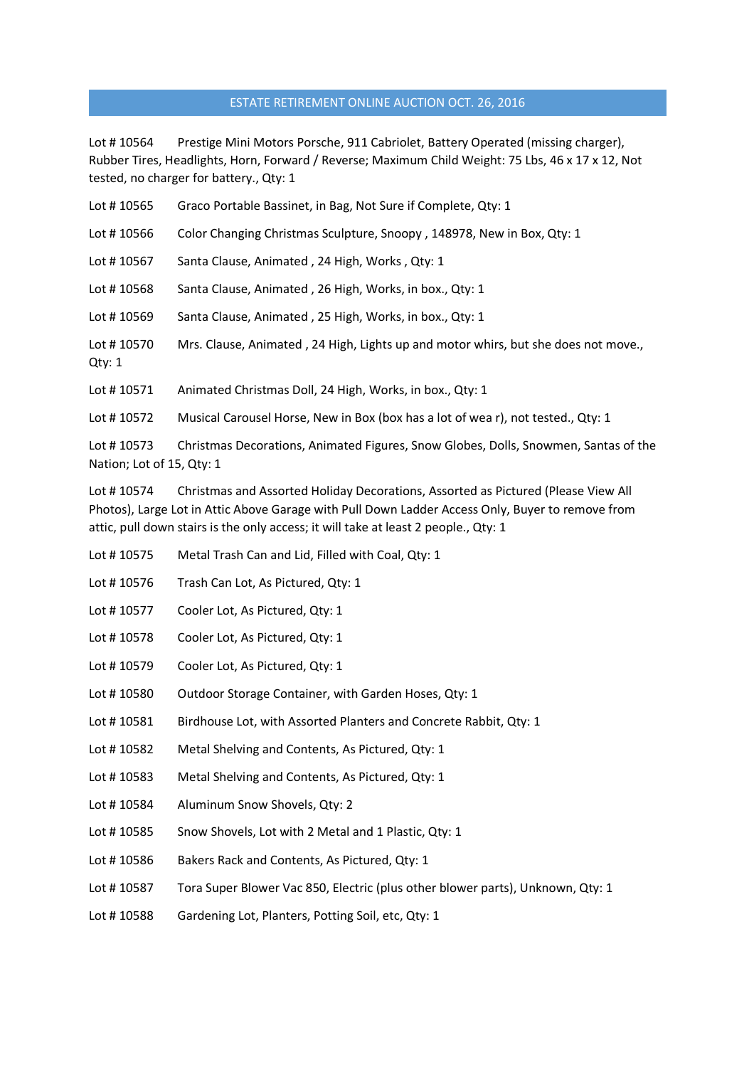# ESTATE RETIREMENT ONLINE AUCTION OCT. 26, 2016

Lot # 10564 Prestige Mini Motors Porsche, 911 Cabriolet, Battery Operated (missing charger), Rubber Tires, Headlights, Horn, Forward / Reverse; Maximum Child Weight: 75 Lbs, 46 x 17 x 12, Not tested, no charger for battery., Qty: 1

Lot # 10565 Graco Portable Bassinet, in Bag, Not Sure if Complete, Qty: 1

Lot # 10566 Color Changing Christmas Sculpture, Snoopy , 148978, New in Box, Qty: 1

Lot # 10567 Santa Clause, Animated , 24 High, Works , Qty: 1

Lot # 10568 Santa Clause, Animated , 26 High, Works, in box., Qty: 1

Lot # 10569 Santa Clause, Animated , 25 High, Works, in box., Qty: 1

Lot # 10570 Mrs. Clause, Animated , 24 High, Lights up and motor whirs, but she does not move., Qty: 1

Lot # 10571 Animated Christmas Doll, 24 High, Works, in box., Qty: 1

Lot # 10572 Musical Carousel Horse, New in Box (box has a lot of wea r), not tested., Qty: 1

Lot # 10573 Christmas Decorations, Animated Figures, Snow Globes, Dolls, Snowmen, Santas of the Nation; Lot of 15, Qty: 1

Lot # 10574 Christmas and Assorted Holiday Decorations, Assorted as Pictured (Please View All Photos), Large Lot in Attic Above Garage with Pull Down Ladder Access Only, Buyer to remove from attic, pull down stairs is the only access; it will take at least 2 people., Qty: 1

Lot # 10575 Metal Trash Can and Lid, Filled with Coal, Qty: 1

Lot # 10576 Trash Can Lot, As Pictured, Qty: 1

Lot # 10577 Cooler Lot, As Pictured, Qty: 1

Lot # 10578 Cooler Lot, As Pictured, Qty: 1

Lot # 10579 Cooler Lot, As Pictured, Qty: 1

Lot # 10580 Outdoor Storage Container, with Garden Hoses, Qty: 1

Lot # 10581 Birdhouse Lot, with Assorted Planters and Concrete Rabbit, Qty: 1

Lot # 10582 Metal Shelving and Contents, As Pictured, Qty: 1

Lot # 10583 Metal Shelving and Contents, As Pictured, Qty: 1

Lot # 10584 Aluminum Snow Shovels, Qty: 2

Lot # 10585 Snow Shovels, Lot with 2 Metal and 1 Plastic, Qty: 1

Lot # 10586 Bakers Rack and Contents, As Pictured, Qty: 1

Lot # 10587 Tora Super Blower Vac 850, Electric (plus other blower parts), Unknown, Qty: 1

Lot # 10588 Gardening Lot, Planters, Potting Soil, etc, Qty: 1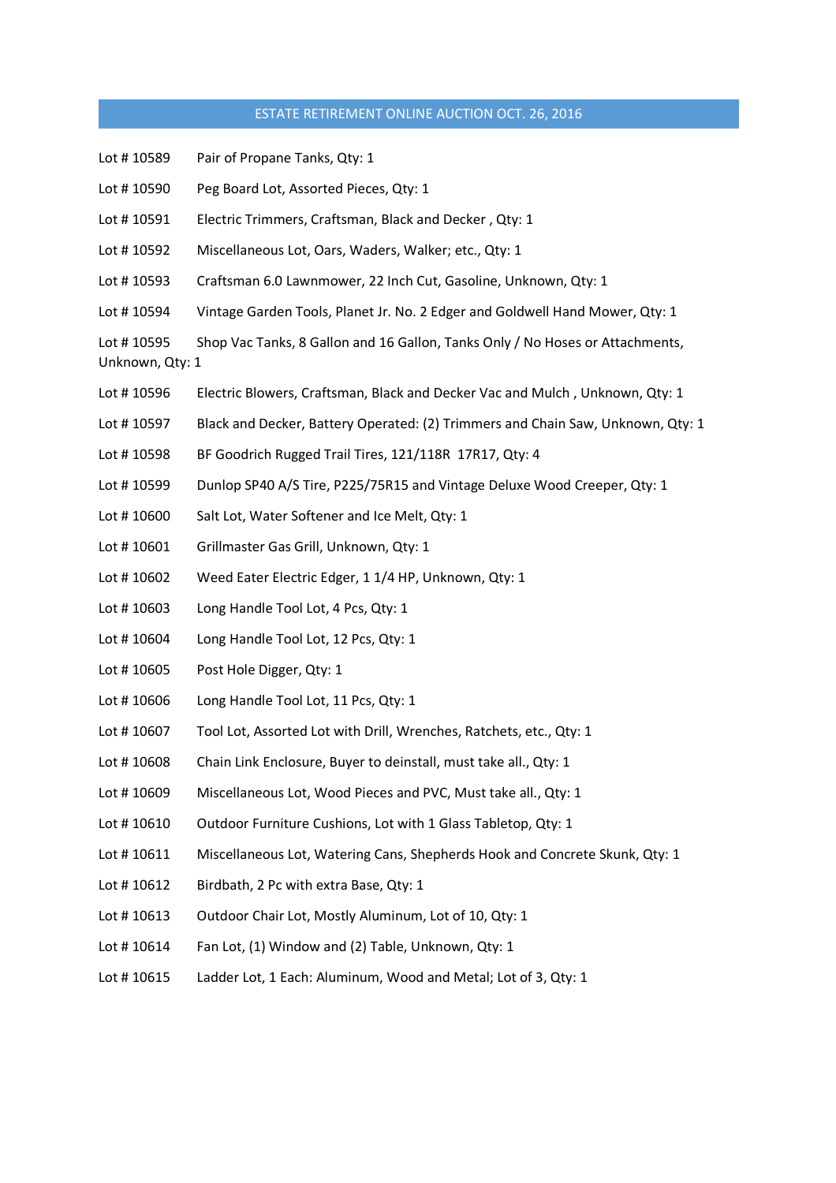# ESTATE RETIREMENT ONLINE AUCTION OCT. 26, 2016

Lot # 10589 Pair of Propane Tanks, Qty: 1

Lot # 10590 Peg Board Lot, Assorted Pieces, Qty: 1

Lot # 10591 Electric Trimmers, Craftsman, Black and Decker , Qty: 1

Lot # 10592 Miscellaneous Lot, Oars, Waders, Walker; etc., Qty: 1

Lot # 10593 Craftsman 6.0 Lawnmower, 22 Inch Cut, Gasoline, Unknown, Qty: 1

Lot # 10594 Vintage Garden Tools, Planet Jr. No. 2 Edger and Goldwell Hand Mower, Qty: 1

Lot # 10595 Shop Vac Tanks, 8 Gallon and 16 Gallon, Tanks Only / No Hoses or Attachments, Unknown, Qty: 1

Lot # 10596 Electric Blowers, Craftsman, Black and Decker Vac and Mulch , Unknown, Qty: 1

Lot # 10597 Black and Decker, Battery Operated: (2) Trimmers and Chain Saw, Unknown, Qty: 1

Lot # 10598 BF Goodrich Rugged Trail Tires, 121/118R 17R17, Qty: 4

Lot # 10599 Dunlop SP40 A/S Tire, P225/75R15 and Vintage Deluxe Wood Creeper, Qty: 1

Lot # 10600 Salt Lot, Water Softener and Ice Melt, Qty: 1

Lot # 10601 Grillmaster Gas Grill, Unknown, Qty: 1

Lot # 10602 Weed Eater Electric Edger, 1 1/4 HP, Unknown, Qty: 1

Lot # 10603 Long Handle Tool Lot, 4 Pcs, Qty: 1

Lot # 10604 Long Handle Tool Lot, 12 Pcs, Qty: 1

Lot # 10605 Post Hole Digger, Qty: 1

Lot # 10606 Long Handle Tool Lot, 11 Pcs, Qty: 1

Lot # 10607 Tool Lot, Assorted Lot with Drill, Wrenches, Ratchets, etc., Qty: 1

Lot # 10608 Chain Link Enclosure, Buyer to deinstall, must take all., Qty: 1

Lot # 10609 Miscellaneous Lot, Wood Pieces and PVC, Must take all., Qty: 1

Lot # 10610 Outdoor Furniture Cushions, Lot with 1 Glass Tabletop, Qty: 1

Lot # 10611 Miscellaneous Lot, Watering Cans, Shepherds Hook and Concrete Skunk, Qty: 1

Lot # 10612 Birdbath, 2 Pc with extra Base, Qty: 1

Lot # 10613 Outdoor Chair Lot, Mostly Aluminum, Lot of 10, Qty: 1

Lot # 10614 Fan Lot, (1) Window and (2) Table, Unknown, Qty: 1

Lot # 10615 Ladder Lot, 1 Each: Aluminum, Wood and Metal; Lot of 3, Qty: 1